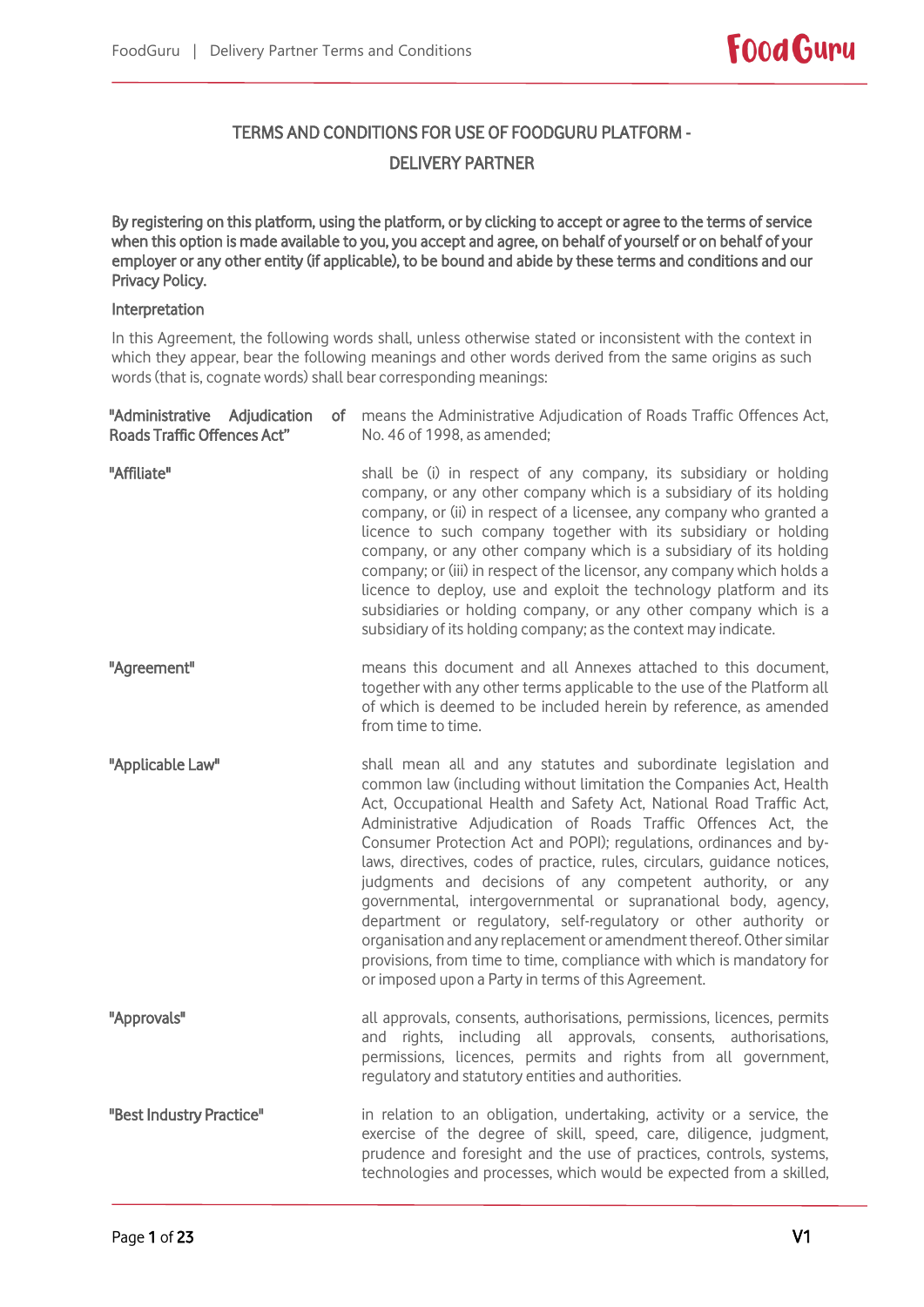# TERMS AND CONDITIONS FOR USE OF FOODGURU PLATFORM - DELIVERY PARTNER

**By registering on this platform, using the platform, or by clicking to accept or agree to the terms of service when this option is made available to you, you accept and agree, on behalf of yourself or on behalf of your employer or any other entity (if applicable), to be bound and abide by these terms and conditions and our Privacy Policy.**

## Interpretation

In this Agreement, the following words shall, unless otherwise stated or inconsistent with the context in which they appear, bear the following meanings and other words derived from the same origins as such words (that is, cognate words) shall bear corresponding meanings:

| | |
|---|---|
| **"Administrative Adjudication of Roads Traffic Offences Act"** | means the Administrative Adjudication of Roads Traffic Offences Act, No. 46 of 1998, as amended; |
| **"Affiliate"** | shall be (i) in respect of any company, its subsidiary or holding company, or any other company which is a subsidiary of its holding company, or (ii) in respect of a licensee, any company who granted a licence to such company together with its subsidiary or holding company, or any other company which is a subsidiary of its holding company; or (iii) in respect of the licensor, any company which holds a licence to deploy, use and exploit the technology platform and its subsidiaries or holding company, or any other company which is a subsidiary of its holding company; as the context may indicate. |
| **"Agreement"** | means this document and all Annexes attached to this document, together with any other terms applicable to the use of the Platform all of which is deemed to be included herein by reference, as amended from time to time. |
| **"Applicable Law"** | shall mean all and any statutes and subordinate legislation and common law (including without limitation the Companies Act, Health Act, Occupational Health and Safety Act, National Road Traffic Act, Administrative Adjudication of Roads Traffic Offences Act, the Consumer Protection Act and POPI); regulations, ordinances and by-laws, directives, codes of practice, rules, circulars, guidance notices, judgments and decisions of any competent authority, or any governmental, intergovernmental or supranational body, agency, department or regulatory, self-regulatory or other authority or organisation and any replacement or amendment thereof. Other similar provisions, from time to time, compliance with which is mandatory for or imposed upon a Party in terms of this Agreement. |
| **"Approvals"** | all approvals, consents, authorisations, permissions, licences, permits and rights, including all approvals, consents, authorisations, permissions, licences, permits and rights from all government, regulatory and statutory entities and authorities. |
| **"Best Industry Practice"** | in relation to an obligation, undertaking, activity or a service, the exercise of the degree of skill, speed, care, diligence, judgment, prudence and foresight and the use of practices, controls, systems, technologies and processes, which would be expected from a skilled, |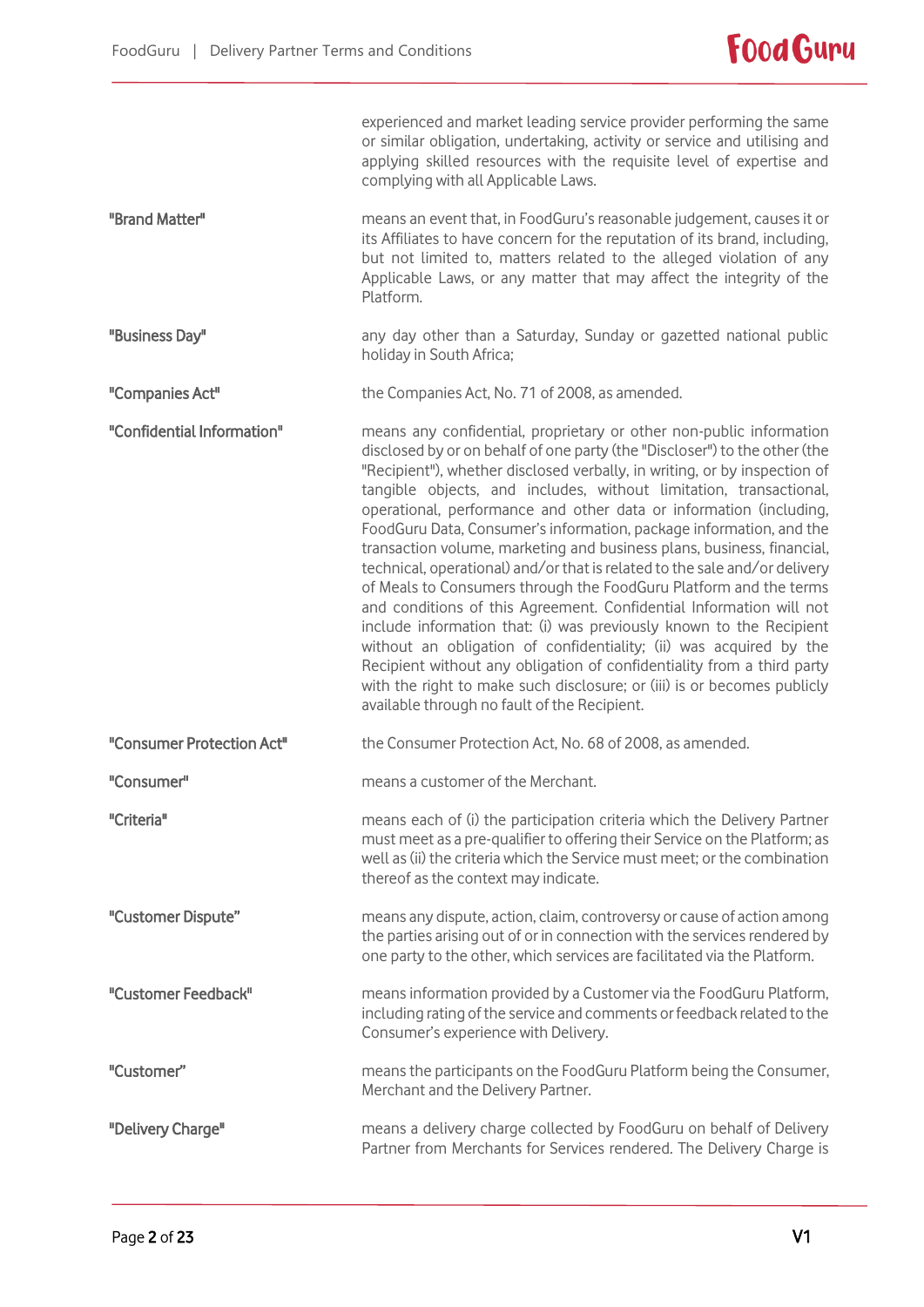experienced and market leading service provider performing the same or similar obligation, undertaking, activity or service and utilising and applying skilled resources with the requisite level of expertise and complying with all Applicable Laws.

| | |
|---|---|
| **"Brand Matter"** | means an event that, in FoodGuru's reasonable judgement, causes it or its Affiliates to have concern for the reputation of its brand, including, but not limited to, matters related to the alleged violation of any Applicable Laws, or any matter that may affect the integrity of the Platform. |
| **"Business Day"** | any day other than a Saturday, Sunday or gazetted national public holiday in South Africa; |
| **"Companies Act"** | the Companies Act, No. 71 of 2008, as amended. |
| **"Confidential Information"** | means any confidential, proprietary or other non-public information disclosed by or on behalf of one party (the "Discloser") to the other (the "Recipient"), whether disclosed verbally, in writing, or by inspection of tangible objects, and includes, without limitation, transactional, operational, performance and other data or information (including, FoodGuru Data, Consumer's information, package information, and the transaction volume, marketing and business plans, business, financial, technical, operational) and/or that is related to the sale and/or delivery of Meals to Consumers through the FoodGuru Platform and the terms and conditions of this Agreement. Confidential Information will not include information that: (i) was previously known to the Recipient without an obligation of confidentiality; (ii) was acquired by the Recipient without any obligation of confidentiality from a third party with the right to make such disclosure; or (iii) is or becomes publicly available through no fault of the Recipient. |
| **"Consumer Protection Act"** | the Consumer Protection Act, No. 68 of 2008, as amended. |
| **"Consumer"** | means a customer of the Merchant. |
| **"Criteria"** | means each of (i) the participation criteria which the Delivery Partner must meet as a pre-qualifier to offering their Service on the Platform; as well as (ii) the criteria which the Service must meet; or the combination thereof as the context may indicate. |
| **"Customer Dispute"** | means any dispute, action, claim, controversy or cause of action among the parties arising out of or in connection with the services rendered by one party to the other, which services are facilitated via the Platform. |
| **"Customer Feedback"** | means information provided by a Customer via the FoodGuru Platform, including rating of the service and comments or feedback related to the Consumer's experience with Delivery. |
| **"Customer"** | means the participants on the FoodGuru Platform being the Consumer, Merchant and the Delivery Partner. |
| **"Delivery Charge"** | means a delivery charge collected by FoodGuru on behalf of Delivery Partner from Merchants for Services rendered. The Delivery Charge is |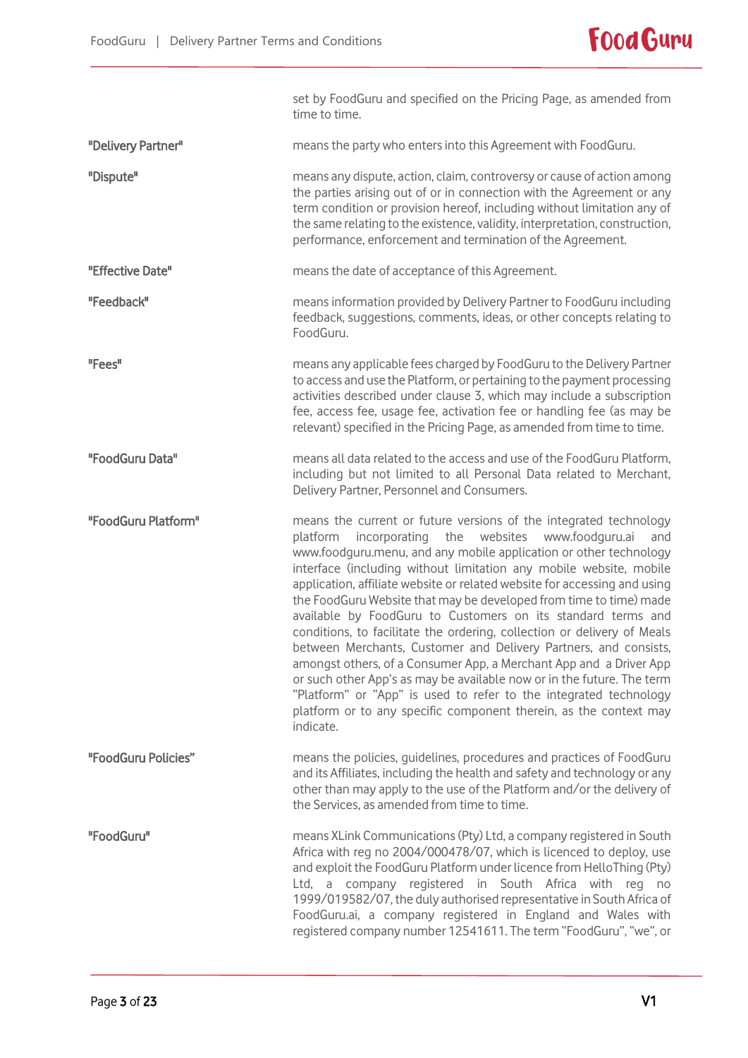set by FoodGuru and specified on the Pricing Page, as amended from time to time.

**"Delivery Partner"** means the party who enters into this Agreement with FoodGuru.

**"Dispute"** means any dispute, action, claim, controversy or cause of action among the parties arising out of or in connection with the Agreement or any term condition or provision hereof, including without limitation any of the same relating to the existence, validity, interpretation, construction, performance, enforcement and termination of the Agreement.

**"Effective Date"** means the date of acceptance of this Agreement.

**"Feedback"** means information provided by Delivery Partner to FoodGuru including feedback, suggestions, comments, ideas, or other concepts relating to FoodGuru.

**"Fees"** means any applicable fees charged by FoodGuru to the Delivery Partner to access and use the Platform, or pertaining to the payment processing activities described under clause 3, which may include a subscription fee, access fee, usage fee, activation fee or handling fee (as may be relevant) specified in the Pricing Page, as amended from time to time.

**"FoodGuru Data"** means all data related to the access and use of the FoodGuru Platform, including but not limited to all Personal Data related to Merchant, Delivery Partner, Personnel and Consumers.

**"FoodGuru Platform"** means the current or future versions of the integrated technology platform incorporating the websites www.foodguru.ai and www.foodguru.menu, and any mobile application or other technology interface (including without limitation any mobile website, mobile application, affiliate website or related website for accessing and using the FoodGuru Website that may be developed from time to time) made available by FoodGuru to Customers on its standard terms and conditions, to facilitate the ordering, collection or delivery of Meals between Merchants, Customer and Delivery Partners, and consists, amongst others, of a Consumer App, a Merchant App and a Driver App or such other App's as may be available now or in the future. The term "Platform" or "App" is used to refer to the integrated technology platform or to any specific component therein, as the context may indicate.

**"FoodGuru Policies"** means the policies, guidelines, procedures and practices of FoodGuru and its Affiliates, including the health and safety and technology or any other than may apply to the use of the Platform and/or the delivery of the Services, as amended from time to time.

**"FoodGuru"** means XLink Communications (Pty) Ltd, a company registered in South Africa with reg no 2004/000478/07, which is licenced to deploy, use and exploit the FoodGuru Platform under licence from HelloThing (Pty) Ltd, a company registered in South Africa with reg no 1999/019582/07, the duly authorised representative in South Africa of FoodGuru.ai, a company registered in England and Wales with registered company number 12541611. The term "FoodGuru", "we", or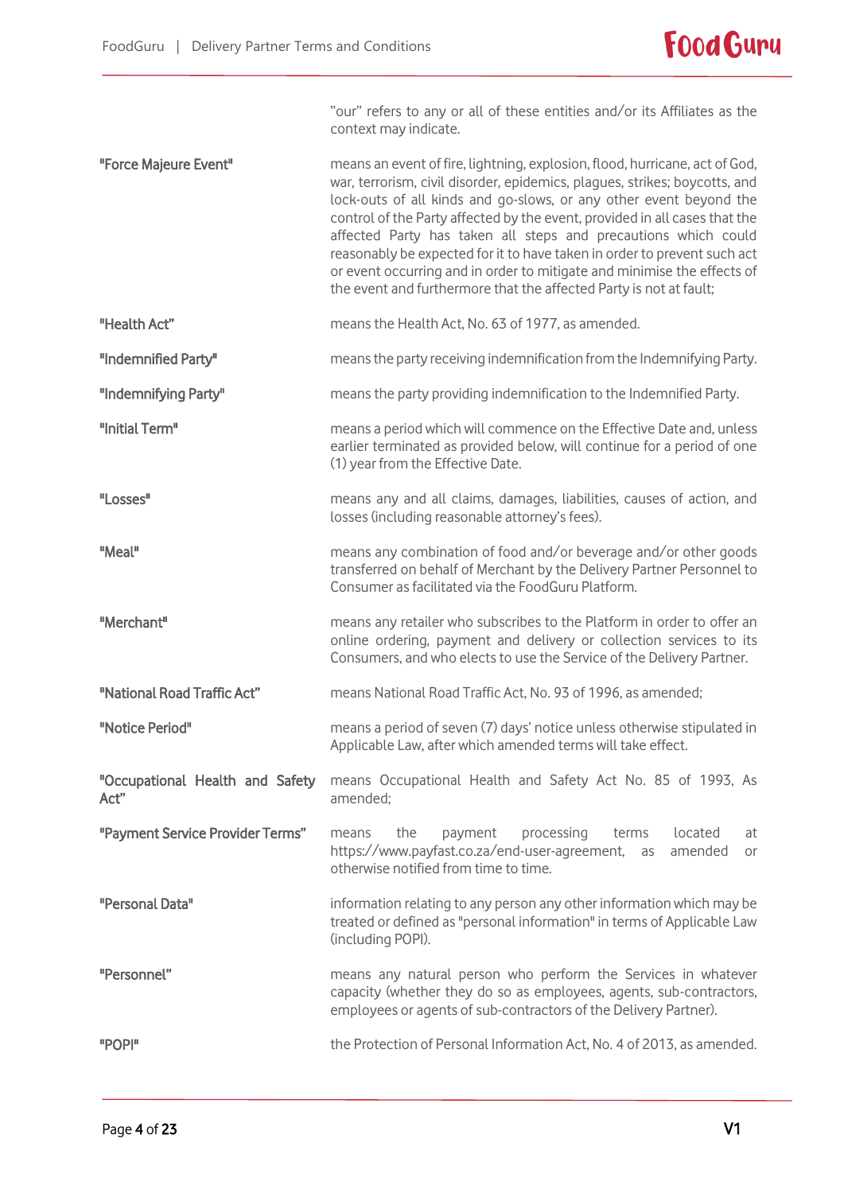| | |
|---|---|
| | "our" refers to any or all of these entities and/or its Affiliates as the context may indicate. |
| **"Force Majeure Event"** | means an event of fire, lightning, explosion, flood, hurricane, act of God, war, terrorism, civil disorder, epidemics, plagues, strikes; boycotts, and lock-outs of all kinds and go-slows, or any other event beyond the control of the Party affected by the event, provided in all cases that the affected Party has taken all steps and precautions which could reasonably be expected for it to have taken in order to prevent such act or event occurring and in order to mitigate and minimise the effects of the event and furthermore that the affected Party is not at fault; |
| **"Health Act"** | means the Health Act, No. 63 of 1977, as amended. |
| **"Indemnified Party"** | means the party receiving indemnification from the Indemnifying Party. |
| **"Indemnifying Party"** | means the party providing indemnification to the Indemnified Party. |
| **"Initial Term"** | means a period which will commence on the Effective Date and, unless earlier terminated as provided below, will continue for a period of one (1) year from the Effective Date. |
| **"Losses"** | means any and all claims, damages, liabilities, causes of action, and losses (including reasonable attorney's fees). |
| **"Meal"** | means any combination of food and/or beverage and/or other goods transferred on behalf of Merchant by the Delivery Partner Personnel to Consumer as facilitated via the FoodGuru Platform. |
| **"Merchant"** | means any retailer who subscribes to the Platform in order to offer an online ordering, payment and delivery or collection services to its Consumers, and who elects to use the Service of the Delivery Partner. |
| **"National Road Traffic Act"** | means National Road Traffic Act, No. 93 of 1996, as amended; |
| **"Notice Period"** | means a period of seven (7) days' notice unless otherwise stipulated in Applicable Law, after which amended terms will take effect. |
| **"Occupational Health and Safety Act"** | means Occupational Health and Safety Act No. 85 of 1993, As amended; |
| **"Payment Service Provider Terms"** | means the payment processing terms located at https://www.payfast.co.za/end-user-agreement, as amended or otherwise notified from time to time. |
| **"Personal Data"** | information relating to any person any other information which may be treated or defined as "personal information" in terms of Applicable Law (including POPI). |
| **"Personnel"** | means any natural person who perform the Services in whatever capacity (whether they do so as employees, agents, sub-contractors, employees or agents of sub-contractors of the Delivery Partner). |
| **"POPI"** | the Protection of Personal Information Act, No. 4 of 2013, as amended. |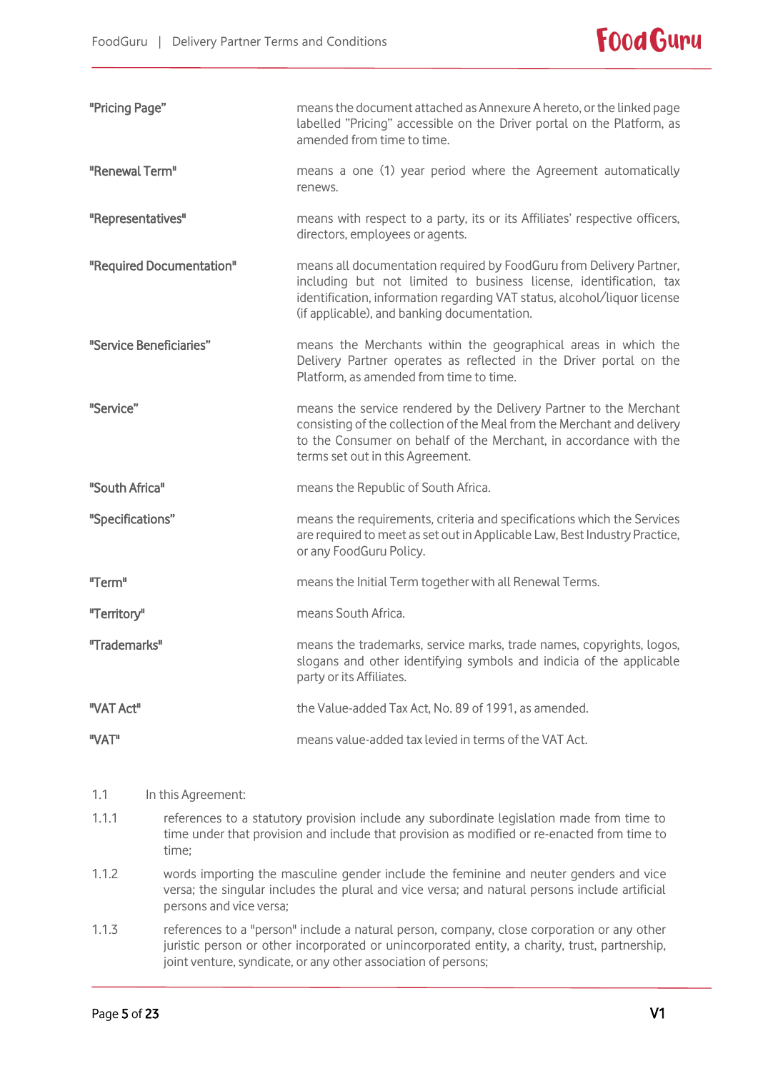| | |
|---|---|
| **"Pricing Page"** | means the document attached as Annexure A hereto, or the linked page labelled "Pricing" accessible on the Driver portal on the Platform, as amended from time to time. |
| **"Renewal Term"** | means a one (1) year period where the Agreement automatically renews. |
| **"Representatives"** | means with respect to a party, its or its Affiliates' respective officers, directors, employees or agents. |
| **"Required Documentation"** | means all documentation required by FoodGuru from Delivery Partner, including but not limited to business license, identification, tax identification, information regarding VAT status, alcohol/liquor license (if applicable), and banking documentation. |
| **"Service Beneficiaries"** | means the Merchants within the geographical areas in which the Delivery Partner operates as reflected in the Driver portal on the Platform, as amended from time to time. |
| **"Service"** | means the service rendered by the Delivery Partner to the Merchant consisting of the collection of the Meal from the Merchant and delivery to the Consumer on behalf of the Merchant, in accordance with the terms set out in this Agreement. |
| **"South Africa"** | means the Republic of South Africa. |
| **"Specifications"** | means the requirements, criteria and specifications which the Services are required to meet as set out in Applicable Law, Best Industry Practice, or any FoodGuru Policy. |
| **"Term"** | means the Initial Term together with all Renewal Terms. |
| **"Territory"** | means South Africa. |
| **"Trademarks"** | means the trademarks, service marks, trade names, copyrights, logos, slogans and other identifying symbols and indicia of the applicable party or its Affiliates. |
| **"VAT Act"** | the Value-added Tax Act, No. 89 of 1991, as amended. |
| **"VAT"** | means value-added tax levied in terms of the VAT Act. |

1.1 In this Agreement:

1.1.1 references to a statutory provision include any subordinate legislation made from time to time under that provision and include that provision as modified or re-enacted from time to time;

1.1.2 words importing the masculine gender include the feminine and neuter genders and vice versa; the singular includes the plural and vice versa; and natural persons include artificial persons and vice versa;

1.1.3 references to a "person" include a natural person, company, close corporation or any other juristic person or other incorporated or unincorporated entity, a charity, trust, partnership, joint venture, syndicate, or any other association of persons;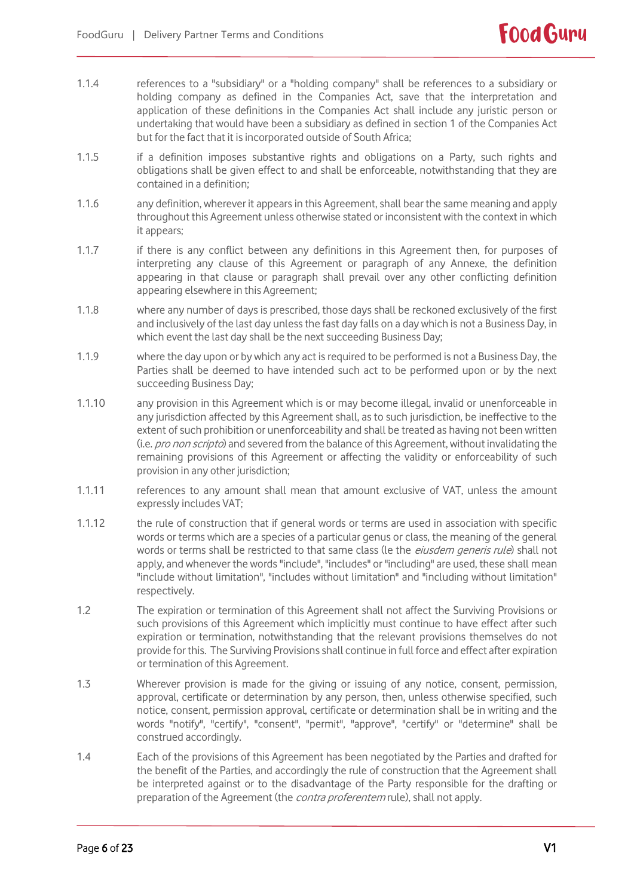1.1.4 references to a "subsidiary" or a "holding company" shall be references to a subsidiary or holding company as defined in the Companies Act, save that the interpretation and application of these definitions in the Companies Act shall include any juristic person or undertaking that would have been a subsidiary as defined in section 1 of the Companies Act but for the fact that it is incorporated outside of South Africa;

1.1.5 if a definition imposes substantive rights and obligations on a Party, such rights and obligations shall be given effect to and shall be enforceable, notwithstanding that they are contained in a definition;

1.1.6 any definition, wherever it appears in this Agreement, shall bear the same meaning and apply throughout this Agreement unless otherwise stated or inconsistent with the context in which it appears;

1.1.7 if there is any conflict between any definitions in this Agreement then, for purposes of interpreting any clause of this Agreement or paragraph of any Annexe, the definition appearing in that clause or paragraph shall prevail over any other conflicting definition appearing elsewhere in this Agreement;

1.1.8 where any number of days is prescribed, those days shall be reckoned exclusively of the first and inclusively of the last day unless the fast day falls on a day which is not a Business Day, in which event the last day shall be the next succeeding Business Day;

1.1.9 where the day upon or by which any act is required to be performed is not a Business Day, the Parties shall be deemed to have intended such act to be performed upon or by the next succeeding Business Day;

1.1.10 any provision in this Agreement which is or may become illegal, invalid or unenforceable in any jurisdiction affected by this Agreement shall, as to such jurisdiction, be ineffective to the extent of such prohibition or unenforceability and shall be treated as having not been written (i.e. *pro non scripto*) and severed from the balance of this Agreement, without invalidating the remaining provisions of this Agreement or affecting the validity or enforceability of such provision in any other jurisdiction;

1.1.11 references to any amount shall mean that amount exclusive of VAT, unless the amount expressly includes VAT;

1.1.12 the rule of construction that if general words or terms are used in association with specific words or terms which are a species of a particular genus or class, the meaning of the general words or terms shall be restricted to that same class (Ie the *eiusdem generis rule*) shall not apply, and whenever the words "include", "includes" or "including" are used, these shall mean "include without limitation", "includes without limitation" and "including without limitation" respectively.

1.2 The expiration or termination of this Agreement shall not affect the Surviving Provisions or such provisions of this Agreement which implicitly must continue to have effect after such expiration or termination, notwithstanding that the relevant provisions themselves do not provide for this. The Surviving Provisions shall continue in full force and effect after expiration or termination of this Agreement.

1.3 Wherever provision is made for the giving or issuing of any notice, consent, permission, approval, certificate or determination by any person, then, unless otherwise specified, such notice, consent, permission approval, certificate or determination shall be in writing and the words "notify", "certify", "consent", "permit", "approve", "certify" or "determine" shall be construed accordingly.

1.4 Each of the provisions of this Agreement has been negotiated by the Parties and drafted for the benefit of the Parties, and accordingly the rule of construction that the Agreement shall be interpreted against or to the disadvantage of the Party responsible for the drafting or preparation of the Agreement (the *contra proferentem* rule), shall not apply.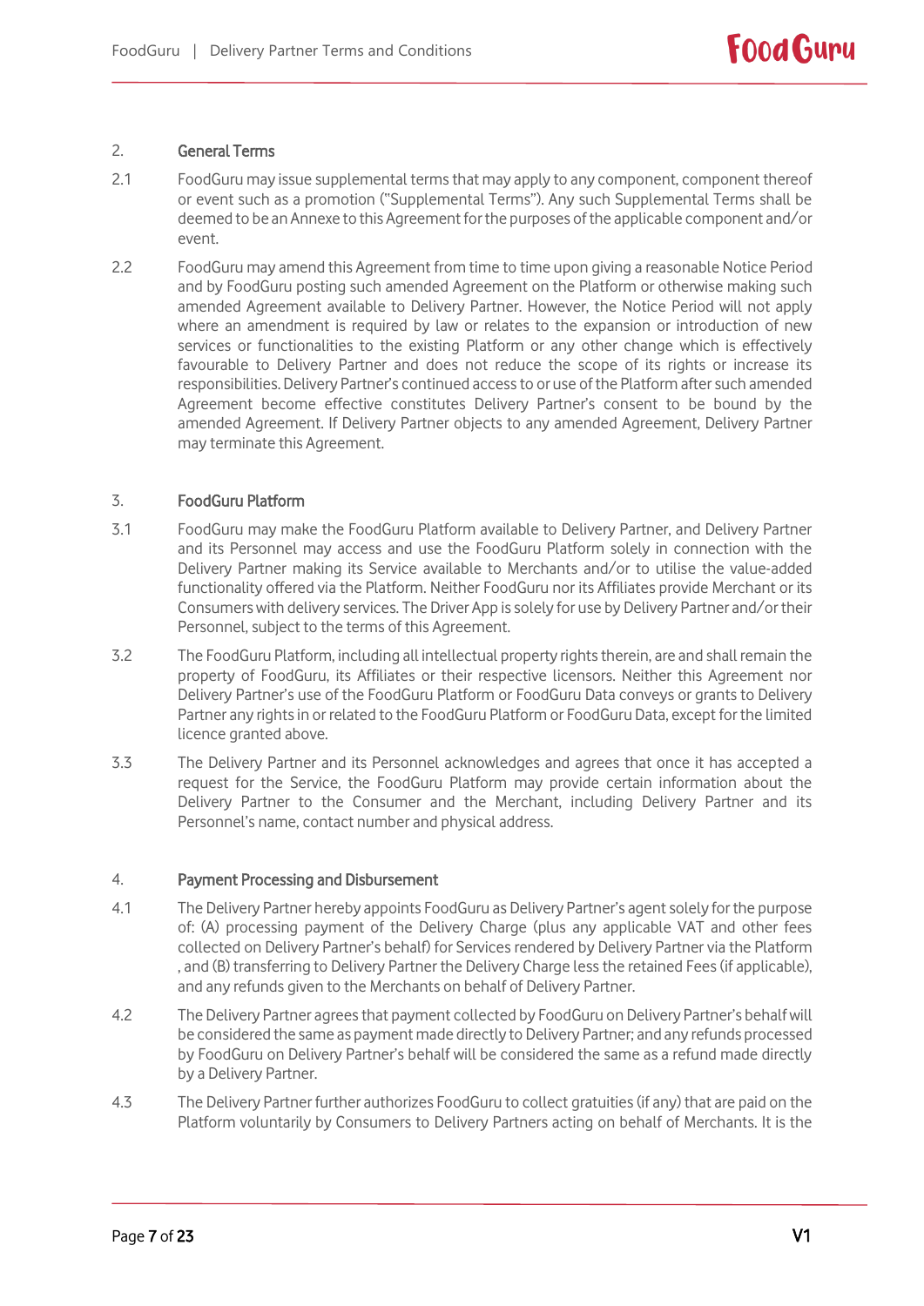## 2. General Terms

2.1 FoodGuru may issue supplemental terms that may apply to any component, component thereof or event such as a promotion ("Supplemental Terms"). Any such Supplemental Terms shall be deemed to be an Annexe to this Agreement for the purposes of the applicable component and/or event.

2.2 FoodGuru may amend this Agreement from time to time upon giving a reasonable Notice Period and by FoodGuru posting such amended Agreement on the Platform or otherwise making such amended Agreement available to Delivery Partner. However, the Notice Period will not apply where an amendment is required by law or relates to the expansion or introduction of new services or functionalities to the existing Platform or any other change which is effectively favourable to Delivery Partner and does not reduce the scope of its rights or increase its responsibilities. Delivery Partner's continued access to or use of the Platform after such amended Agreement become effective constitutes Delivery Partner's consent to be bound by the amended Agreement. If Delivery Partner objects to any amended Agreement, Delivery Partner may terminate this Agreement.

## 3. FoodGuru Platform

3.1 FoodGuru may make the FoodGuru Platform available to Delivery Partner, and Delivery Partner and its Personnel may access and use the FoodGuru Platform solely in connection with the Delivery Partner making its Service available to Merchants and/or to utilise the value-added functionality offered via the Platform. Neither FoodGuru nor its Affiliates provide Merchant or its Consumers with delivery services. The Driver App is solely for use by Delivery Partner and/or their Personnel, subject to the terms of this Agreement.

3.2 The FoodGuru Platform, including all intellectual property rights therein, are and shall remain the property of FoodGuru, its Affiliates or their respective licensors. Neither this Agreement nor Delivery Partner's use of the FoodGuru Platform or FoodGuru Data conveys or grants to Delivery Partner any rights in or related to the FoodGuru Platform or FoodGuru Data, except for the limited licence granted above.

3.3 The Delivery Partner and its Personnel acknowledges and agrees that once it has accepted a request for the Service, the FoodGuru Platform may provide certain information about the Delivery Partner to the Consumer and the Merchant, including Delivery Partner and its Personnel's name, contact number and physical address.

## 4. Payment Processing and Disbursement

4.1 The Delivery Partner hereby appoints FoodGuru as Delivery Partner's agent solely for the purpose of: (A) processing payment of the Delivery Charge (plus any applicable VAT and other fees collected on Delivery Partner's behalf) for Services rendered by Delivery Partner via the Platform , and (B) transferring to Delivery Partner the Delivery Charge less the retained Fees (if applicable), and any refunds given to the Merchants on behalf of Delivery Partner.

4.2 The Delivery Partner agrees that payment collected by FoodGuru on Delivery Partner's behalf will be considered the same as payment made directly to Delivery Partner; and any refunds processed by FoodGuru on Delivery Partner's behalf will be considered the same as a refund made directly by a Delivery Partner.

4.3 The Delivery Partner further authorizes FoodGuru to collect gratuities (if any) that are paid on the Platform voluntarily by Consumers to Delivery Partners acting on behalf of Merchants. It is the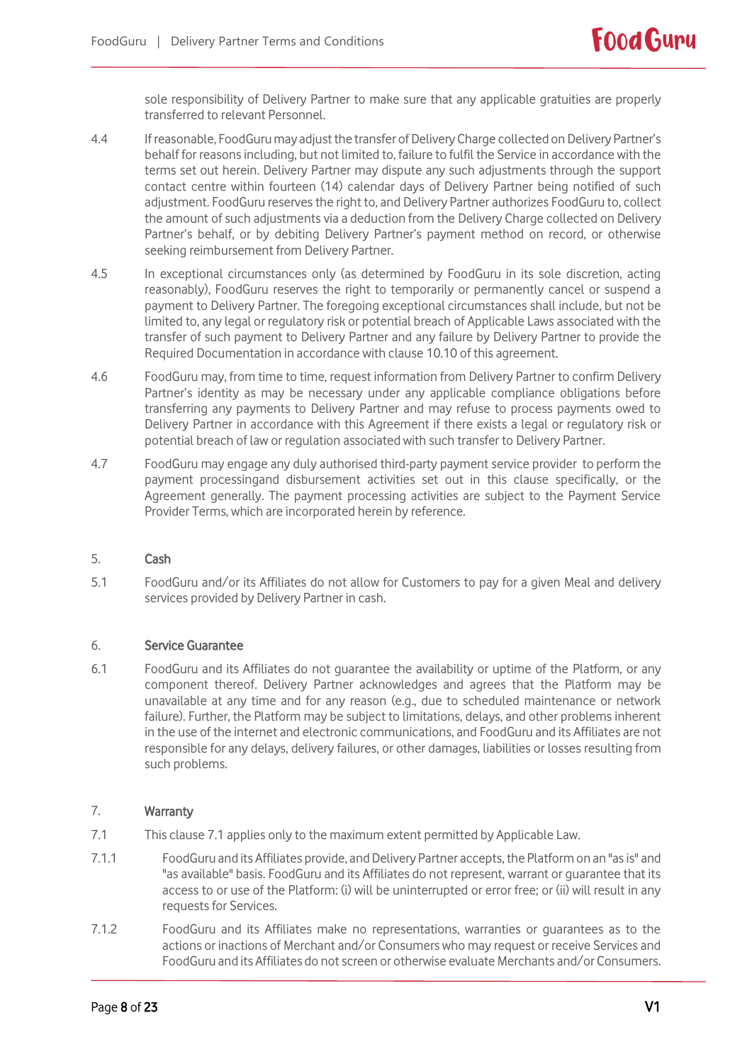sole responsibility of Delivery Partner to make sure that any applicable gratuities are properly transferred to relevant Personnel.

4.4 If reasonable, FoodGuru may adjust the transfer of Delivery Charge collected on Delivery Partner's behalf for reasons including, but not limited to, failure to fulfil the Service in accordance with the terms set out herein. Delivery Partner may dispute any such adjustments through the support contact centre within fourteen (14) calendar days of Delivery Partner being notified of such adjustment. FoodGuru reserves the right to, and Delivery Partner authorizes FoodGuru to, collect the amount of such adjustments via a deduction from the Delivery Charge collected on Delivery Partner's behalf, or by debiting Delivery Partner's payment method on record, or otherwise seeking reimbursement from Delivery Partner.

4.5 In exceptional circumstances only (as determined by FoodGuru in its sole discretion, acting reasonably), FoodGuru reserves the right to temporarily or permanently cancel or suspend a payment to Delivery Partner. The foregoing exceptional circumstances shall include, but not be limited to, any legal or regulatory risk or potential breach of Applicable Laws associated with the transfer of such payment to Delivery Partner and any failure by Delivery Partner to provide the Required Documentation in accordance with clause 10.10 of this agreement.

4.6 FoodGuru may, from time to time, request information from Delivery Partner to confirm Delivery Partner's identity as may be necessary under any applicable compliance obligations before transferring any payments to Delivery Partner and may refuse to process payments owed to Delivery Partner in accordance with this Agreement if there exists a legal or regulatory risk or potential breach of law or regulation associated with such transfer to Delivery Partner.

4.7 FoodGuru may engage any duly authorised third-party payment service provider to perform the payment processingand disbursement activities set out in this clause specifically, or the Agreement generally. The payment processing activities are subject to the Payment Service Provider Terms, which are incorporated herein by reference.

## 5. Cash

5.1 FoodGuru and/or its Affiliates do not allow for Customers to pay for a given Meal and delivery services provided by Delivery Partner in cash.

## 6. Service Guarantee

6.1 FoodGuru and its Affiliates do not guarantee the availability or uptime of the Platform, or any component thereof. Delivery Partner acknowledges and agrees that the Platform may be unavailable at any time and for any reason (e.g., due to scheduled maintenance or network failure). Further, the Platform may be subject to limitations, delays, and other problems inherent in the use of the internet and electronic communications, and FoodGuru and its Affiliates are not responsible for any delays, delivery failures, or other damages, liabilities or losses resulting from such problems.

## 7. Warranty

7.1 This clause 7.1 applies only to the maximum extent permitted by Applicable Law.

7.1.1 FoodGuru and its Affiliates provide, and Delivery Partner accepts, the Platform on an "as is" and "as available" basis. FoodGuru and its Affiliates do not represent, warrant or guarantee that its access to or use of the Platform: (i) will be uninterrupted or error free; or (ii) will result in any requests for Services.

7.1.2 FoodGuru and its Affiliates make no representations, warranties or guarantees as to the actions or inactions of Merchant and/or Consumers who may request or receive Services and FoodGuru and its Affiliates do not screen or otherwise evaluate Merchants and/or Consumers.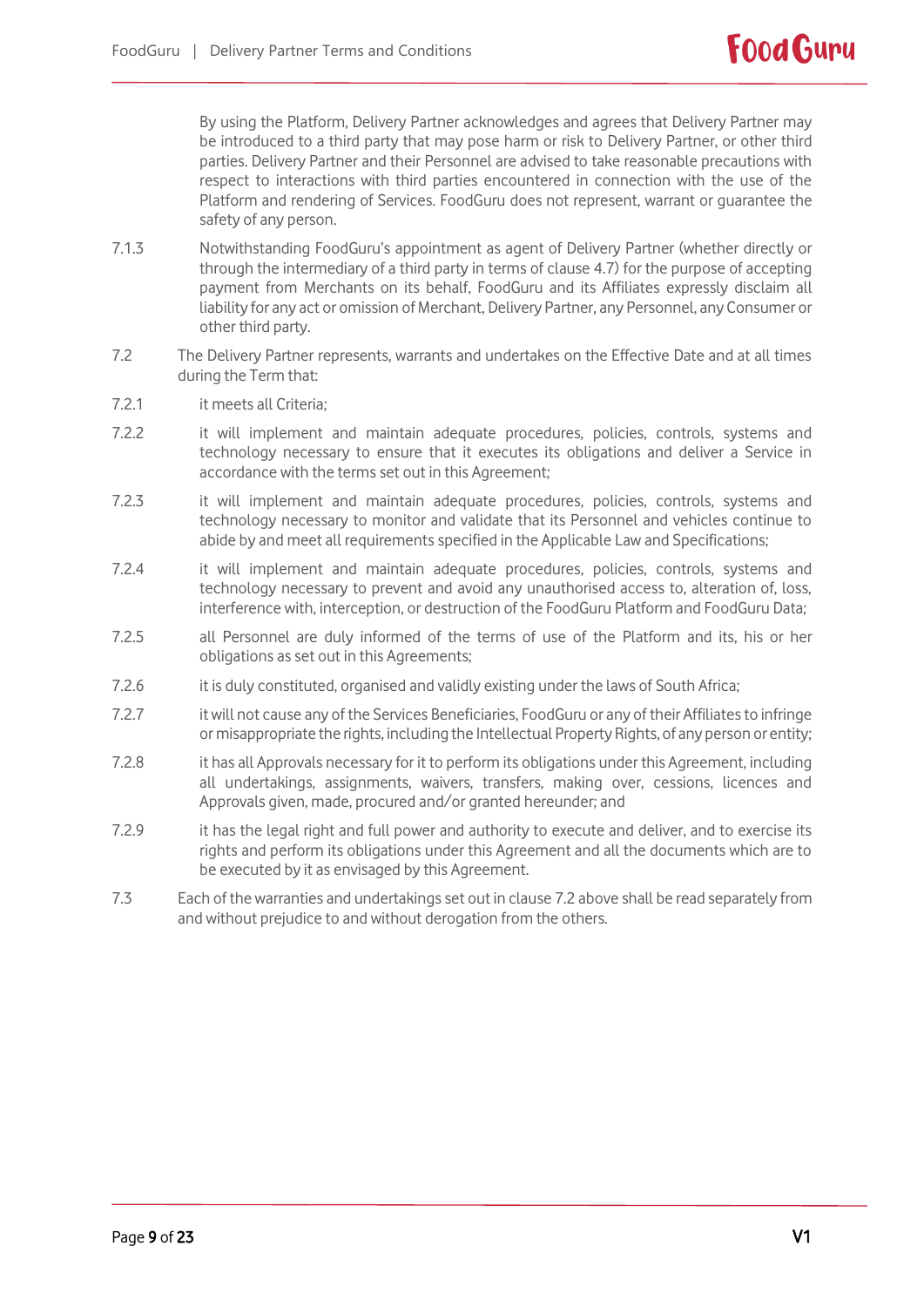By using the Platform, Delivery Partner acknowledges and agrees that Delivery Partner may be introduced to a third party that may pose harm or risk to Delivery Partner, or other third parties. Delivery Partner and their Personnel are advised to take reasonable precautions with respect to interactions with third parties encountered in connection with the use of the Platform and rendering of Services. FoodGuru does not represent, warrant or guarantee the safety of any person.

7.1.3 Notwithstanding FoodGuru's appointment as agent of Delivery Partner (whether directly or through the intermediary of a third party in terms of clause 4.7) for the purpose of accepting payment from Merchants on its behalf, FoodGuru and its Affiliates expressly disclaim all liability for any act or omission of Merchant, Delivery Partner, any Personnel, any Consumer or other third party.

7.2 The Delivery Partner represents, warrants and undertakes on the Effective Date and at all times during the Term that:

7.2.1 it meets all Criteria;

7.2.2 it will implement and maintain adequate procedures, policies, controls, systems and technology necessary to ensure that it executes its obligations and deliver a Service in accordance with the terms set out in this Agreement;

7.2.3 it will implement and maintain adequate procedures, policies, controls, systems and technology necessary to monitor and validate that its Personnel and vehicles continue to abide by and meet all requirements specified in the Applicable Law and Specifications;

7.2.4 it will implement and maintain adequate procedures, policies, controls, systems and technology necessary to prevent and avoid any unauthorised access to, alteration of, loss, interference with, interception, or destruction of the FoodGuru Platform and FoodGuru Data;

7.2.5 all Personnel are duly informed of the terms of use of the Platform and its, his or her obligations as set out in this Agreements;

7.2.6 it is duly constituted, organised and validly existing under the laws of South Africa;

7.2.7 it will not cause any of the Services Beneficiaries, FoodGuru or any of their Affiliates to infringe or misappropriate the rights, including the Intellectual Property Rights, of any person or entity;

7.2.8 it has all Approvals necessary for it to perform its obligations under this Agreement, including all undertakings, assignments, waivers, transfers, making over, cessions, licences and Approvals given, made, procured and/or granted hereunder; and

7.2.9 it has the legal right and full power and authority to execute and deliver, and to exercise its rights and perform its obligations under this Agreement and all the documents which are to be executed by it as envisaged by this Agreement.

7.3 Each of the warranties and undertakings set out in clause 7.2 above shall be read separately from and without prejudice to and without derogation from the others.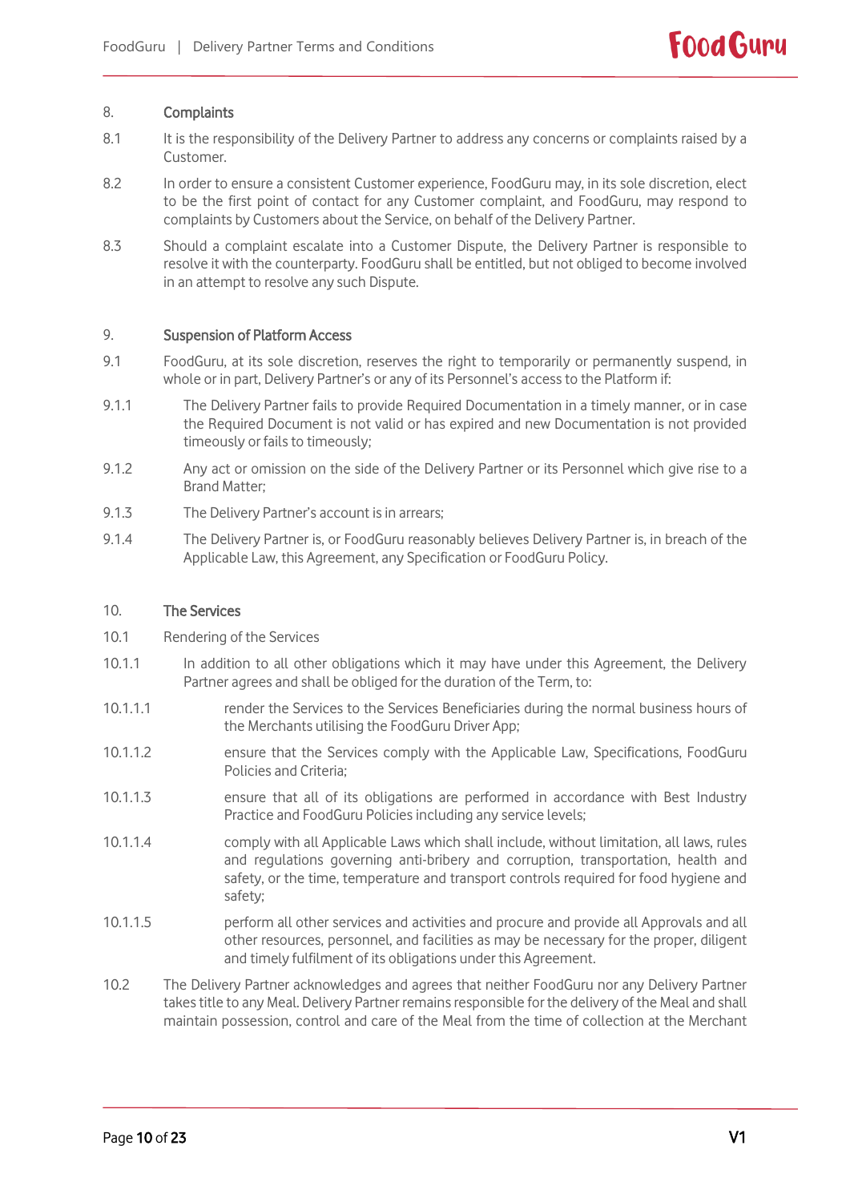## 8. Complaints

8.1 It is the responsibility of the Delivery Partner to address any concerns or complaints raised by a Customer.

8.2 In order to ensure a consistent Customer experience, FoodGuru may, in its sole discretion, elect to be the first point of contact for any Customer complaint, and FoodGuru, may respond to complaints by Customers about the Service, on behalf of the Delivery Partner.

8.3 Should a complaint escalate into a Customer Dispute, the Delivery Partner is responsible to resolve it with the counterparty. FoodGuru shall be entitled, but not obliged to become involved in an attempt to resolve any such Dispute.

## 9. Suspension of Platform Access

9.1 FoodGuru, at its sole discretion, reserves the right to temporarily or permanently suspend, in whole or in part, Delivery Partner's or any of its Personnel's access to the Platform if:

9.1.1 The Delivery Partner fails to provide Required Documentation in a timely manner, or in case the Required Document is not valid or has expired and new Documentation is not provided timeously or fails to timeously;

9.1.2 Any act or omission on the side of the Delivery Partner or its Personnel which give rise to a Brand Matter;

9.1.3 The Delivery Partner's account is in arrears;

9.1.4 The Delivery Partner is, or FoodGuru reasonably believes Delivery Partner is, in breach of the Applicable Law, this Agreement, any Specification or FoodGuru Policy.

## 10. The Services

10.1 Rendering of the Services

10.1.1 In addition to all other obligations which it may have under this Agreement, the Delivery Partner agrees and shall be obliged for the duration of the Term, to:

10.1.1.1 render the Services to the Services Beneficiaries during the normal business hours of the Merchants utilising the FoodGuru Driver App;

10.1.1.2 ensure that the Services comply with the Applicable Law, Specifications, FoodGuru Policies and Criteria;

10.1.1.3 ensure that all of its obligations are performed in accordance with Best Industry Practice and FoodGuru Policies including any service levels;

10.1.1.4 comply with all Applicable Laws which shall include, without limitation, all laws, rules and regulations governing anti-bribery and corruption, transportation, health and safety, or the time, temperature and transport controls required for food hygiene and safety;

10.1.1.5 perform all other services and activities and procure and provide all Approvals and all other resources, personnel, and facilities as may be necessary for the proper, diligent and timely fulfilment of its obligations under this Agreement.

10.2 The Delivery Partner acknowledges and agrees that neither FoodGuru nor any Delivery Partner takes title to any Meal. Delivery Partner remains responsible for the delivery of the Meal and shall maintain possession, control and care of the Meal from the time of collection at the Merchant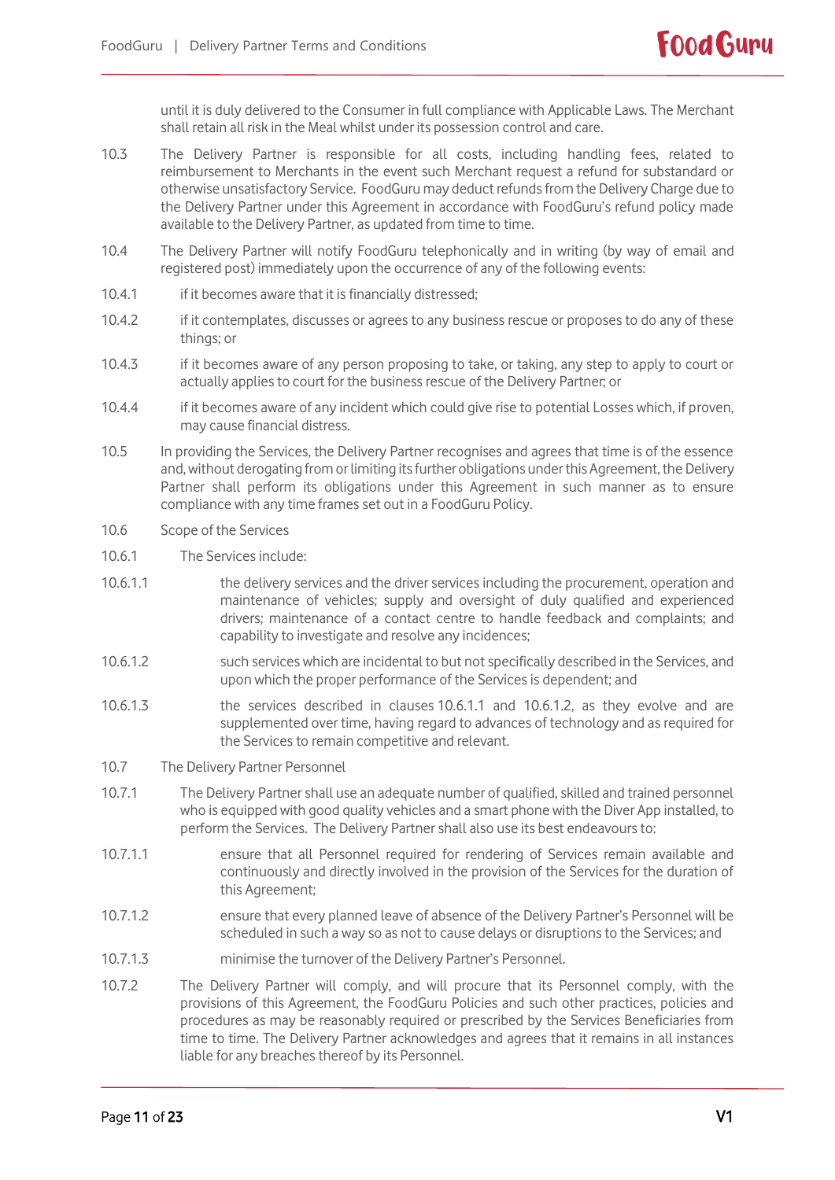until it is duly delivered to the Consumer in full compliance with Applicable Laws. The Merchant shall retain all risk in the Meal whilst under its possession control and care.

10.3 The Delivery Partner is responsible for all costs, including handling fees, related to reimbursement to Merchants in the event such Merchant request a refund for substandard or otherwise unsatisfactory Service. FoodGuru may deduct refunds from the Delivery Charge due to the Delivery Partner under this Agreement in accordance with FoodGuru's refund policy made available to the Delivery Partner, as updated from time to time.

10.4 The Delivery Partner will notify FoodGuru telephonically and in writing (by way of email and registered post) immediately upon the occurrence of any of the following events:

10.4.1 if it becomes aware that it is financially distressed;

10.4.2 if it contemplates, discusses or agrees to any business rescue or proposes to do any of these things; or

10.4.3 if it becomes aware of any person proposing to take, or taking, any step to apply to court or actually applies to court for the business rescue of the Delivery Partner; or

10.4.4 if it becomes aware of any incident which could give rise to potential Losses which, if proven, may cause financial distress.

10.5 In providing the Services, the Delivery Partner recognises and agrees that time is of the essence and, without derogating from or limiting its further obligations under this Agreement, the Delivery Partner shall perform its obligations under this Agreement in such manner as to ensure compliance with any time frames set out in a FoodGuru Policy.

10.6 Scope of the Services

10.6.1 The Services include:

10.6.1.1 the delivery services and the driver services including the procurement, operation and maintenance of vehicles; supply and oversight of duly qualified and experienced drivers; maintenance of a contact centre to handle feedback and complaints; and capability to investigate and resolve any incidences;

10.6.1.2 such services which are incidental to but not specifically described in the Services, and upon which the proper performance of the Services is dependent; and

10.6.1.3 the services described in clauses 10.6.1.1 and 10.6.1.2, as they evolve and are supplemented over time, having regard to advances of technology and as required for the Services to remain competitive and relevant.

10.7 The Delivery Partner Personnel

10.7.1 The Delivery Partner shall use an adequate number of qualified, skilled and trained personnel who is equipped with good quality vehicles and a smart phone with the Diver App installed, to perform the Services. The Delivery Partner shall also use its best endeavours to:

10.7.1.1 ensure that all Personnel required for rendering of Services remain available and continuously and directly involved in the provision of the Services for the duration of this Agreement;

10.7.1.2 ensure that every planned leave of absence of the Delivery Partner's Personnel will be scheduled in such a way so as not to cause delays or disruptions to the Services; and

10.7.1.3 minimise the turnover of the Delivery Partner's Personnel.

10.7.2 The Delivery Partner will comply, and will procure that its Personnel comply, with the provisions of this Agreement, the FoodGuru Policies and such other practices, policies and procedures as may be reasonably required or prescribed by the Services Beneficiaries from time to time. The Delivery Partner acknowledges and agrees that it remains in all instances liable for any breaches thereof by its Personnel.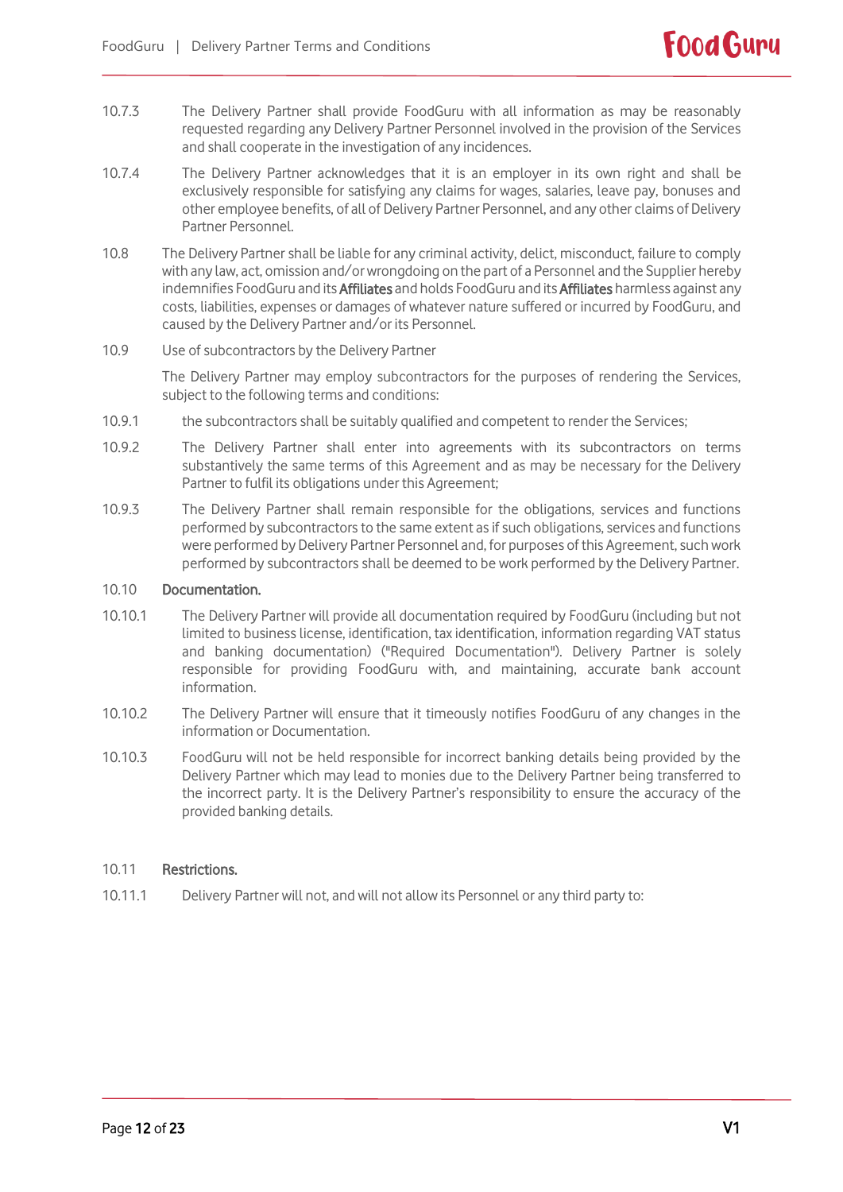10.7.3 The Delivery Partner shall provide FoodGuru with all information as may be reasonably requested regarding any Delivery Partner Personnel involved in the provision of the Services and shall cooperate in the investigation of any incidences.

10.7.4 The Delivery Partner acknowledges that it is an employer in its own right and shall be exclusively responsible for satisfying any claims for wages, salaries, leave pay, bonuses and other employee benefits, of all of Delivery Partner Personnel, and any other claims of Delivery Partner Personnel.

10.8 The Delivery Partner shall be liable for any criminal activity, delict, misconduct, failure to comply with any law, act, omission and/or wrongdoing on the part of a Personnel and the Supplier hereby indemnifies FoodGuru and its **Affiliates** and holds FoodGuru and its **Affiliates** harmless against any costs, liabilities, expenses or damages of whatever nature suffered or incurred by FoodGuru, and caused by the Delivery Partner and/or its Personnel.

10.9 Use of subcontractors by the Delivery Partner

The Delivery Partner may employ subcontractors for the purposes of rendering the Services, subject to the following terms and conditions:

10.9.1 the subcontractors shall be suitably qualified and competent to render the Services;

10.9.2 The Delivery Partner shall enter into agreements with its subcontractors on terms substantively the same terms of this Agreement and as may be necessary for the Delivery Partner to fulfil its obligations under this Agreement;

10.9.3 The Delivery Partner shall remain responsible for the obligations, services and functions performed by subcontractors to the same extent as if such obligations, services and functions were performed by Delivery Partner Personnel and, for purposes of this Agreement, such work performed by subcontractors shall be deemed to be work performed by the Delivery Partner.

10.10 **Documentation.**

10.10.1 The Delivery Partner will provide all documentation required by FoodGuru (including but not limited to business license, identification, tax identification, information regarding VAT status and banking documentation) ("Required Documentation"). Delivery Partner is solely responsible for providing FoodGuru with, and maintaining, accurate bank account information.

10.10.2 The Delivery Partner will ensure that it timeously notifies FoodGuru of any changes in the information or Documentation.

10.10.3 FoodGuru will not be held responsible for incorrect banking details being provided by the Delivery Partner which may lead to monies due to the Delivery Partner being transferred to the incorrect party. It is the Delivery Partner's responsibility to ensure the accuracy of the provided banking details.

10.11 **Restrictions.**

10.11.1 Delivery Partner will not, and will not allow its Personnel or any third party to: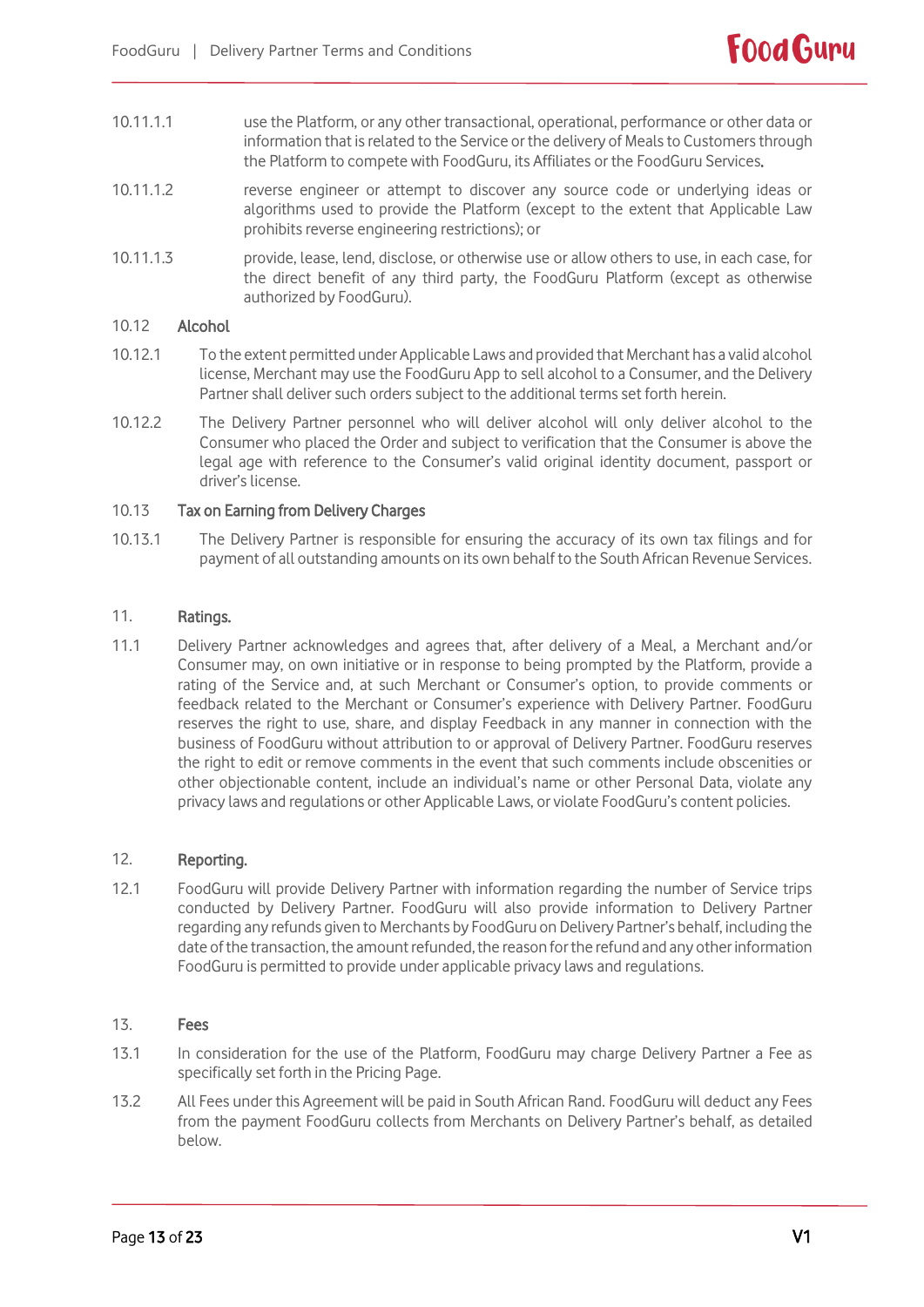10.11.1.1 use the Platform, or any other transactional, operational, performance or other data or information that is related to the Service or the delivery of Meals to Customers through the Platform to compete with FoodGuru, its Affiliates or the FoodGuru Services.

10.11.1.2 reverse engineer or attempt to discover any source code or underlying ideas or algorithms used to provide the Platform (except to the extent that Applicable Law prohibits reverse engineering restrictions); or

10.11.1.3 provide, lease, lend, disclose, or otherwise use or allow others to use, in each case, for the direct benefit of any third party, the FoodGuru Platform (except as otherwise authorized by FoodGuru).

### 10.12 Alcohol

10.12.1 To the extent permitted under Applicable Laws and provided that Merchant has a valid alcohol license, Merchant may use the FoodGuru App to sell alcohol to a Consumer, and the Delivery Partner shall deliver such orders subject to the additional terms set forth herein.

10.12.2 The Delivery Partner personnel who will deliver alcohol will only deliver alcohol to the Consumer who placed the Order and subject to verification that the Consumer is above the legal age with reference to the Consumer's valid original identity document, passport or driver's license.

### 10.13 Tax on Earning from Delivery Charges

10.13.1 The Delivery Partner is responsible for ensuring the accuracy of its own tax filings and for payment of all outstanding amounts on its own behalf to the South African Revenue Services.

## 11. Ratings.

11.1 Delivery Partner acknowledges and agrees that, after delivery of a Meal, a Merchant and/or Consumer may, on own initiative or in response to being prompted by the Platform, provide a rating of the Service and, at such Merchant or Consumer's option, to provide comments or feedback related to the Merchant or Consumer's experience with Delivery Partner. FoodGuru reserves the right to use, share, and display Feedback in any manner in connection with the business of FoodGuru without attribution to or approval of Delivery Partner. FoodGuru reserves the right to edit or remove comments in the event that such comments include obscenities or other objectionable content, include an individual's name or other Personal Data, violate any privacy laws and regulations or other Applicable Laws, or violate FoodGuru's content policies.

## 12. Reporting.

12.1 FoodGuru will provide Delivery Partner with information regarding the number of Service trips conducted by Delivery Partner. FoodGuru will also provide information to Delivery Partner regarding any refunds given to Merchants by FoodGuru on Delivery Partner's behalf, including the date of the transaction, the amount refunded, the reason for the refund and any other information FoodGuru is permitted to provide under applicable privacy laws and regulations.

## 13. Fees

13.1 In consideration for the use of the Platform, FoodGuru may charge Delivery Partner a Fee as specifically set forth in the Pricing Page.

13.2 All Fees under this Agreement will be paid in South African Rand. FoodGuru will deduct any Fees from the payment FoodGuru collects from Merchants on Delivery Partner's behalf, as detailed below.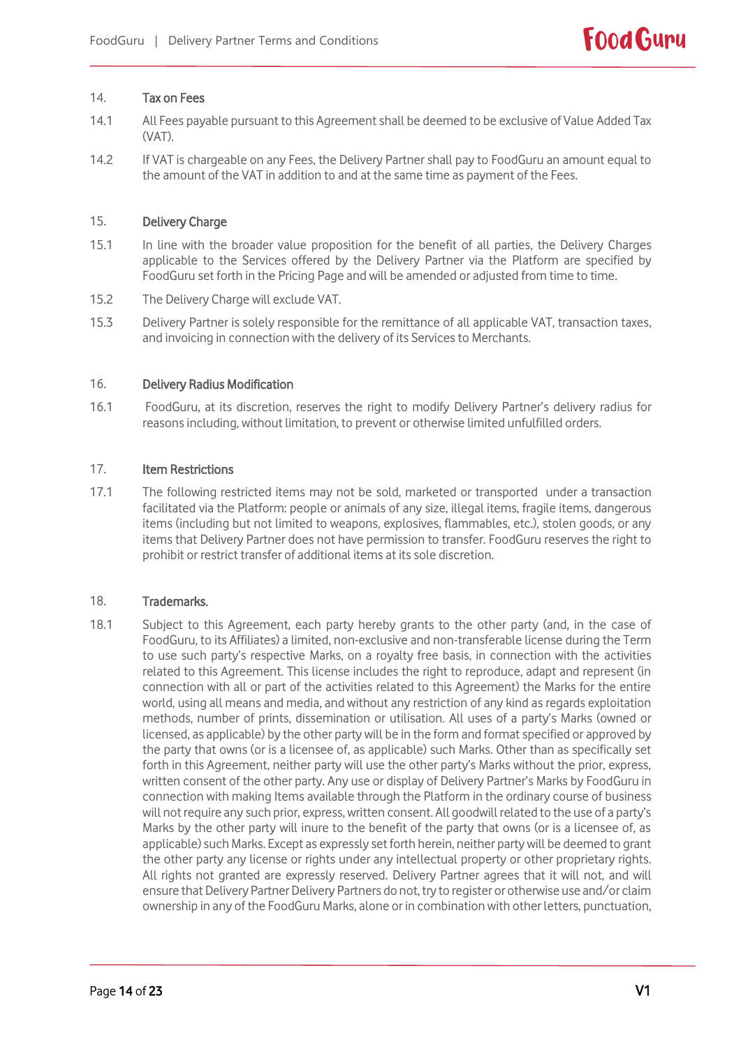## 14. Tax on Fees

14.1 All Fees payable pursuant to this Agreement shall be deemed to be exclusive of Value Added Tax (VAT).

14.2 If VAT is chargeable on any Fees, the Delivery Partner shall pay to FoodGuru an amount equal to the amount of the VAT in addition to and at the same time as payment of the Fees.

## 15. Delivery Charge

15.1 In line with the broader value proposition for the benefit of all parties, the Delivery Charges applicable to the Services offered by the Delivery Partner via the Platform are specified by FoodGuru set forth in the Pricing Page and will be amended or adjusted from time to time.

15.2 The Delivery Charge will exclude VAT.

15.3 Delivery Partner is solely responsible for the remittance of all applicable VAT, transaction taxes, and invoicing in connection with the delivery of its Services to Merchants.

## 16. Delivery Radius Modification

16.1 FoodGuru, at its discretion, reserves the right to modify Delivery Partner's delivery radius for reasons including, without limitation, to prevent or otherwise limited unfulfilled orders.

## 17. Item Restrictions

17.1 The following restricted items may not be sold, marketed or transported under a transaction facilitated via the Platform: people or animals of any size, illegal items, fragile items, dangerous items (including but not limited to weapons, explosives, flammables, etc.), stolen goods, or any items that Delivery Partner does not have permission to transfer. FoodGuru reserves the right to prohibit or restrict transfer of additional items at its sole discretion.

## 18. Trademarks.

18.1 Subject to this Agreement, each party hereby grants to the other party (and, in the case of FoodGuru, to its Affiliates) a limited, non-exclusive and non-transferable license during the Term to use such party's respective Marks, on a royalty free basis, in connection with the activities related to this Agreement. This license includes the right to reproduce, adapt and represent (in connection with all or part of the activities related to this Agreement) the Marks for the entire world, using all means and media, and without any restriction of any kind as regards exploitation methods, number of prints, dissemination or utilisation. All uses of a party's Marks (owned or licensed, as applicable) by the other party will be in the form and format specified or approved by the party that owns (or is a licensee of, as applicable) such Marks. Other than as specifically set forth in this Agreement, neither party will use the other party's Marks without the prior, express, written consent of the other party. Any use or display of Delivery Partner's Marks by FoodGuru in connection with making Items available through the Platform in the ordinary course of business will not require any such prior, express, written consent. All goodwill related to the use of a party's Marks by the other party will inure to the benefit of the party that owns (or is a licensee of, as applicable) such Marks. Except as expressly set forth herein, neither party will be deemed to grant the other party any license or rights under any intellectual property or other proprietary rights. All rights not granted are expressly reserved. Delivery Partner agrees that it will not, and will ensure that Delivery Partner Delivery Partners do not, try to register or otherwise use and/or claim ownership in any of the FoodGuru Marks, alone or in combination with other letters, punctuation,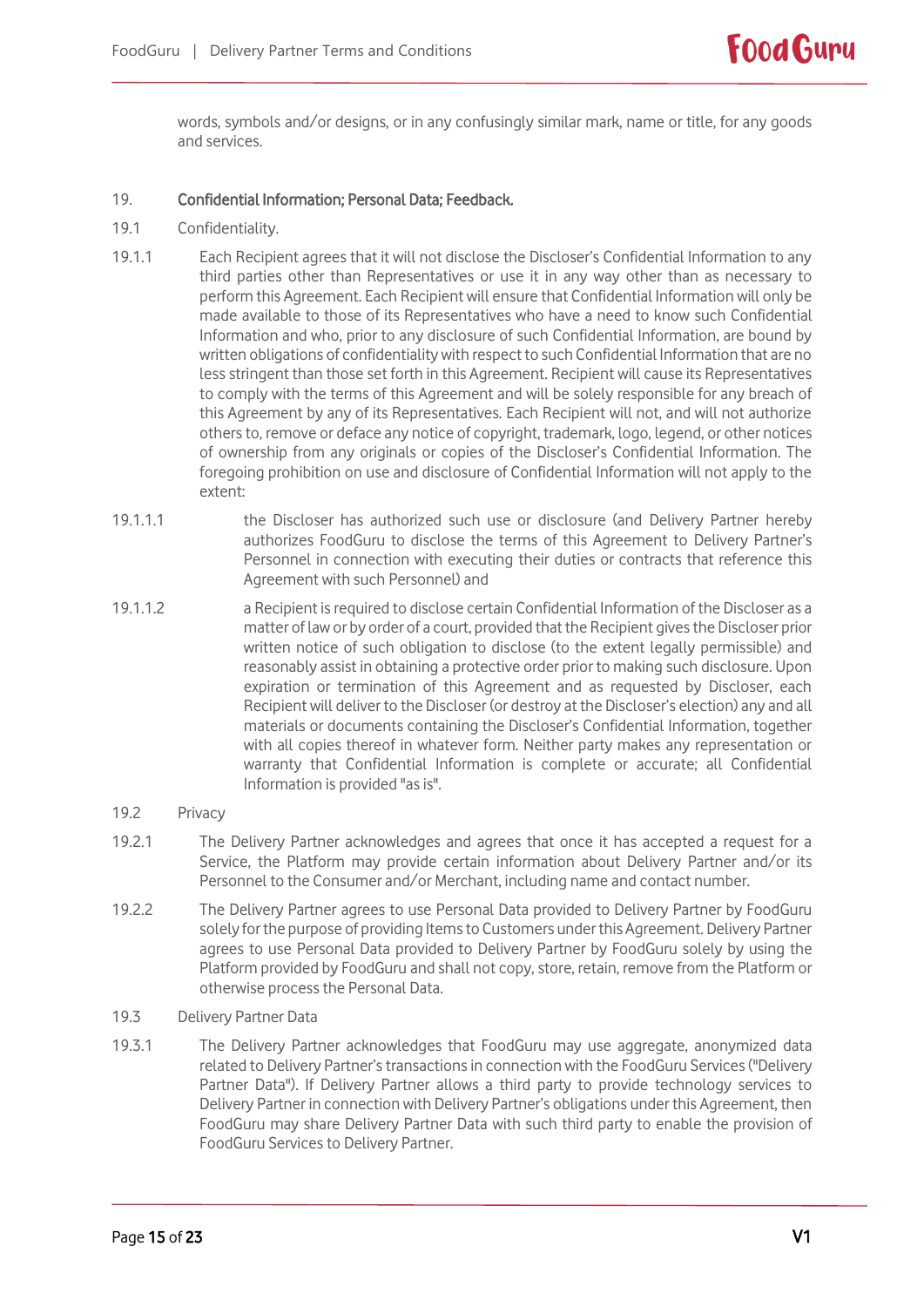words, symbols and/or designs, or in any confusingly similar mark, name or title, for any goods and services.

19. **Confidential Information; Personal Data; Feedback.**

19.1 Confidentiality.

19.1.1 Each Recipient agrees that it will not disclose the Discloser's Confidential Information to any third parties other than Representatives or use it in any way other than as necessary to perform this Agreement. Each Recipient will ensure that Confidential Information will only be made available to those of its Representatives who have a need to know such Confidential Information and who, prior to any disclosure of such Confidential Information, are bound by written obligations of confidentiality with respect to such Confidential Information that are no less stringent than those set forth in this Agreement. Recipient will cause its Representatives to comply with the terms of this Agreement and will be solely responsible for any breach of this Agreement by any of its Representatives. Each Recipient will not, and will not authorize others to, remove or deface any notice of copyright, trademark, logo, legend, or other notices of ownership from any originals or copies of the Discloser's Confidential Information. The foregoing prohibition on use and disclosure of Confidential Information will not apply to the extent:

19.1.1.1 the Discloser has authorized such use or disclosure (and Delivery Partner hereby authorizes FoodGuru to disclose the terms of this Agreement to Delivery Partner's Personnel in connection with executing their duties or contracts that reference this Agreement with such Personnel) and

19.1.1.2 a Recipient is required to disclose certain Confidential Information of the Discloser as a matter of law or by order of a court, provided that the Recipient gives the Discloser prior written notice of such obligation to disclose (to the extent legally permissible) and reasonably assist in obtaining a protective order prior to making such disclosure. Upon expiration or termination of this Agreement and as requested by Discloser, each Recipient will deliver to the Discloser (or destroy at the Discloser's election) any and all materials or documents containing the Discloser's Confidential Information, together with all copies thereof in whatever form. Neither party makes any representation or warranty that Confidential Information is complete or accurate; all Confidential Information is provided "as is".

19.2 Privacy

19.2.1 The Delivery Partner acknowledges and agrees that once it has accepted a request for a Service, the Platform may provide certain information about Delivery Partner and/or its Personnel to the Consumer and/or Merchant, including name and contact number.

19.2.2 The Delivery Partner agrees to use Personal Data provided to Delivery Partner by FoodGuru solely for the purpose of providing Items to Customers under this Agreement. Delivery Partner agrees to use Personal Data provided to Delivery Partner by FoodGuru solely by using the Platform provided by FoodGuru and shall not copy, store, retain, remove from the Platform or otherwise process the Personal Data.

19.3 Delivery Partner Data

19.3.1 The Delivery Partner acknowledges that FoodGuru may use aggregate, anonymized data related to Delivery Partner's transactions in connection with the FoodGuru Services ("Delivery Partner Data"). If Delivery Partner allows a third party to provide technology services to Delivery Partner in connection with Delivery Partner's obligations under this Agreement, then FoodGuru may share Delivery Partner Data with such third party to enable the provision of FoodGuru Services to Delivery Partner.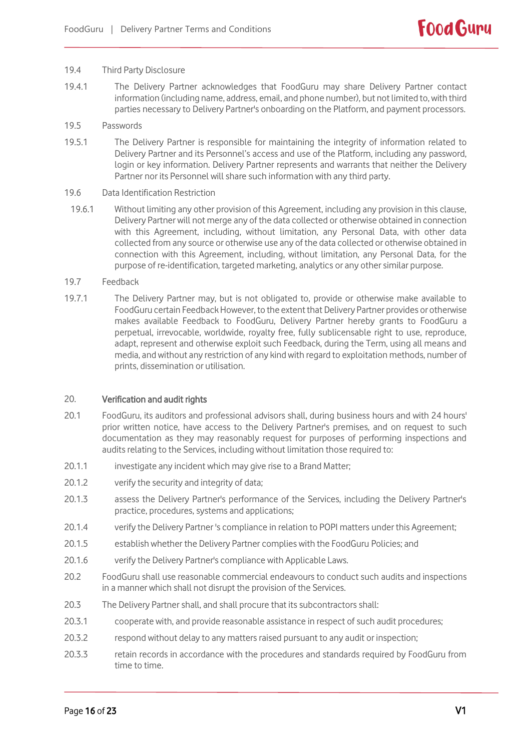19.4 Third Party Disclosure

19.4.1 The Delivery Partner acknowledges that FoodGuru may share Delivery Partner contact information (including name, address, email, and phone number), but not limited to, with third parties necessary to Delivery Partner's onboarding on the Platform, and payment processors.

19.5 Passwords

19.5.1 The Delivery Partner is responsible for maintaining the integrity of information related to Delivery Partner and its Personnel's access and use of the Platform, including any password, login or key information. Delivery Partner represents and warrants that neither the Delivery Partner nor its Personnel will share such information with any third party.

19.6 Data Identification Restriction

19.6.1 Without limiting any other provision of this Agreement, including any provision in this clause, Delivery Partner will not merge any of the data collected or otherwise obtained in connection with this Agreement, including, without limitation, any Personal Data, with other data collected from any source or otherwise use any of the data collected or otherwise obtained in connection with this Agreement, including, without limitation, any Personal Data, for the purpose of re-identification, targeted marketing, analytics or any other similar purpose.

19.7 Feedback

19.7.1 The Delivery Partner may, but is not obligated to, provide or otherwise make available to FoodGuru certain Feedback However, to the extent that Delivery Partner provides or otherwise makes available Feedback to FoodGuru, Delivery Partner hereby grants to FoodGuru a perpetual, irrevocable, worldwide, royalty free, fully sublicensable right to use, reproduce, adapt, represent and otherwise exploit such Feedback, during the Term, using all means and media, and without any restriction of any kind with regard to exploitation methods, number of prints, dissemination or utilisation.

## 20. Verification and audit rights

20.1 FoodGuru, its auditors and professional advisors shall, during business hours and with 24 hours' prior written notice, have access to the Delivery Partner's premises, and on request to such documentation as they may reasonably request for purposes of performing inspections and audits relating to the Services, including without limitation those required to:

20.1.1 investigate any incident which may give rise to a Brand Matter;

20.1.2 verify the security and integrity of data;

20.1.3 assess the Delivery Partner's performance of the Services, including the Delivery Partner's practice, procedures, systems and applications;

20.1.4 verify the Delivery Partner 's compliance in relation to POPI matters under this Agreement;

20.1.5 establish whether the Delivery Partner complies with the FoodGuru Policies; and

20.1.6 verify the Delivery Partner's compliance with Applicable Laws.

20.2 FoodGuru shall use reasonable commercial endeavours to conduct such audits and inspections in a manner which shall not disrupt the provision of the Services.

20.3 The Delivery Partner shall, and shall procure that its subcontractors shall:

20.3.1 cooperate with, and provide reasonable assistance in respect of such audit procedures;

20.3.2 respond without delay to any matters raised pursuant to any audit or inspection;

20.3.3 retain records in accordance with the procedures and standards required by FoodGuru from time to time.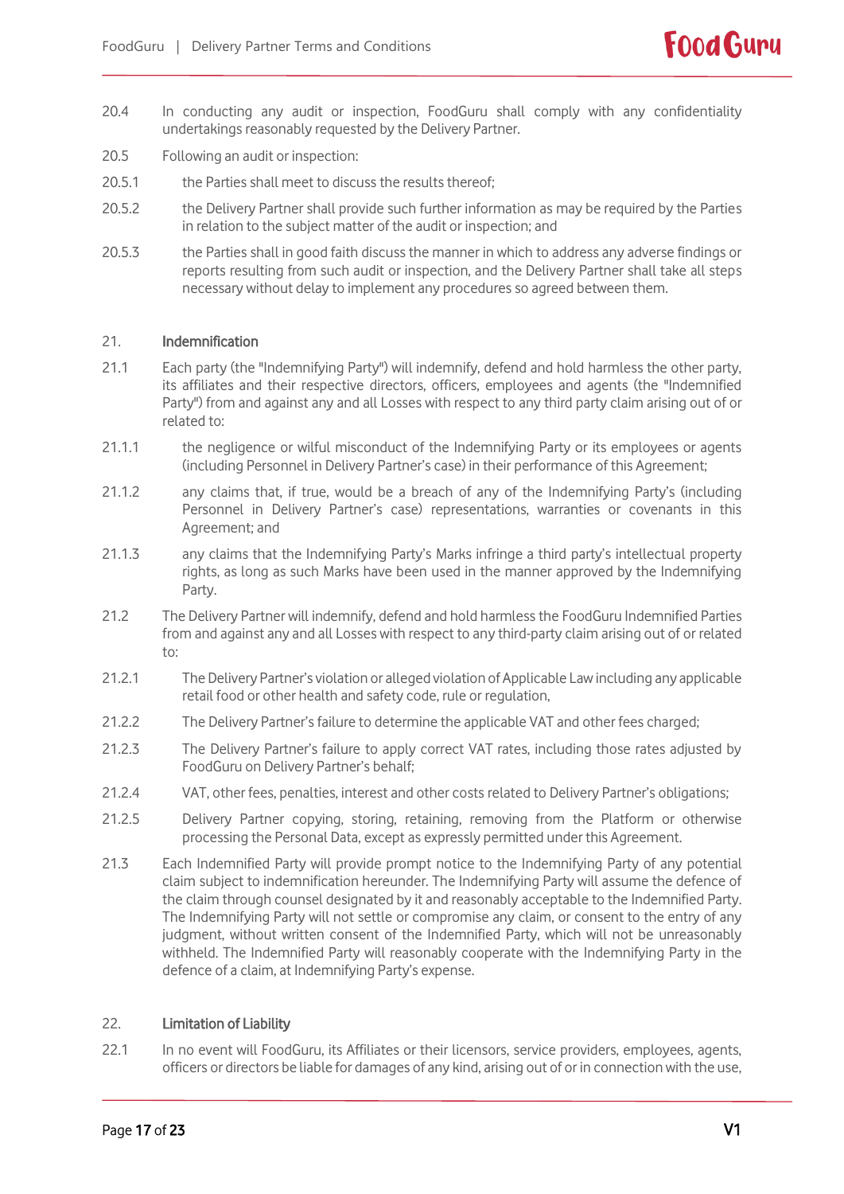20.4 In conducting any audit or inspection, FoodGuru shall comply with any confidentiality undertakings reasonably requested by the Delivery Partner.

20.5 Following an audit or inspection:

20.5.1 the Parties shall meet to discuss the results thereof;

20.5.2 the Delivery Partner shall provide such further information as may be required by the Parties in relation to the subject matter of the audit or inspection; and

20.5.3 the Parties shall in good faith discuss the manner in which to address any adverse findings or reports resulting from such audit or inspection, and the Delivery Partner shall take all steps necessary without delay to implement any procedures so agreed between them.

## 21. Indemnification

21.1 Each party (the "Indemnifying Party") will indemnify, defend and hold harmless the other party, its affiliates and their respective directors, officers, employees and agents (the "Indemnified Party") from and against any and all Losses with respect to any third party claim arising out of or related to:

21.1.1 the negligence or wilful misconduct of the Indemnifying Party or its employees or agents (including Personnel in Delivery Partner's case) in their performance of this Agreement;

21.1.2 any claims that, if true, would be a breach of any of the Indemnifying Party's (including Personnel in Delivery Partner's case) representations, warranties or covenants in this Agreement; and

21.1.3 any claims that the Indemnifying Party's Marks infringe a third party's intellectual property rights, as long as such Marks have been used in the manner approved by the Indemnifying Party.

21.2 The Delivery Partner will indemnify, defend and hold harmless the FoodGuru Indemnified Parties from and against any and all Losses with respect to any third-party claim arising out of or related to:

21.2.1 The Delivery Partner's violation or alleged violation of Applicable Law including any applicable retail food or other health and safety code, rule or regulation,

21.2.2 The Delivery Partner's failure to determine the applicable VAT and other fees charged;

21.2.3 The Delivery Partner's failure to apply correct VAT rates, including those rates adjusted by FoodGuru on Delivery Partner's behalf;

21.2.4 VAT, other fees, penalties, interest and other costs related to Delivery Partner's obligations;

21.2.5 Delivery Partner copying, storing, retaining, removing from the Platform or otherwise processing the Personal Data, except as expressly permitted under this Agreement.

21.3 Each Indemnified Party will provide prompt notice to the Indemnifying Party of any potential claim subject to indemnification hereunder. The Indemnifying Party will assume the defence of the claim through counsel designated by it and reasonably acceptable to the Indemnified Party. The Indemnifying Party will not settle or compromise any claim, or consent to the entry of any judgment, without written consent of the Indemnified Party, which will not be unreasonably withheld. The Indemnified Party will reasonably cooperate with the Indemnifying Party in the defence of a claim, at Indemnifying Party's expense.

## 22. Limitation of Liability

22.1 In no event will FoodGuru, its Affiliates or their licensors, service providers, employees, agents, officers or directors be liable for damages of any kind, arising out of or in connection with the use,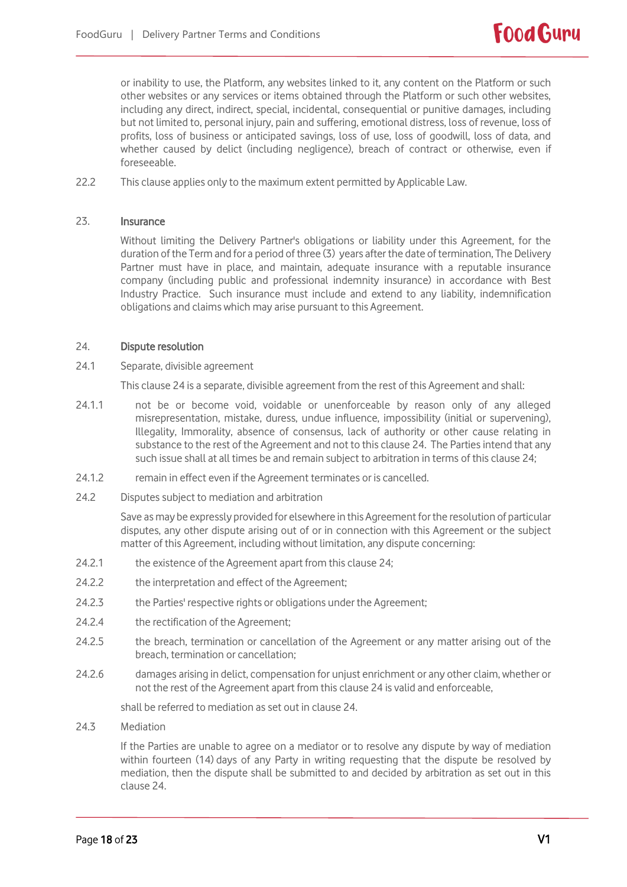or inability to use, the Platform, any websites linked to it, any content on the Platform or such other websites or any services or items obtained through the Platform or such other websites, including any direct, indirect, special, incidental, consequential or punitive damages, including but not limited to, personal injury, pain and suffering, emotional distress, loss of revenue, loss of profits, loss of business or anticipated savings, loss of use, loss of goodwill, loss of data, and whether caused by delict (including negligence), breach of contract or otherwise, even if foreseeable.

22.2 This clause applies only to the maximum extent permitted by Applicable Law.

## 23. Insurance

Without limiting the Delivery Partner's obligations or liability under this Agreement, for the duration of the Term and for a period of three (3) years after the date of termination, The Delivery Partner must have in place, and maintain, adequate insurance with a reputable insurance company (including public and professional indemnity insurance) in accordance with Best Industry Practice. Such insurance must include and extend to any liability, indemnification obligations and claims which may arise pursuant to this Agreement.

## 24. Dispute resolution

24.1 Separate, divisible agreement

This clause 24 is a separate, divisible agreement from the rest of this Agreement and shall:

24.1.1 not be or become void, voidable or unenforceable by reason only of any alleged misrepresentation, mistake, duress, undue influence, impossibility (initial or supervening), Illegality, Immorality, absence of consensus, lack of authority or other cause relating in substance to the rest of the Agreement and not to this clause 24. The Parties intend that any such issue shall at all times be and remain subject to arbitration in terms of this clause 24;

24.1.2 remain in effect even if the Agreement terminates or is cancelled.

24.2 Disputes subject to mediation and arbitration

Save as may be expressly provided for elsewhere in this Agreement for the resolution of particular disputes, any other dispute arising out of or in connection with this Agreement or the subject matter of this Agreement, including without limitation, any dispute concerning:

24.2.1 the existence of the Agreement apart from this clause 24;

24.2.2 the interpretation and effect of the Agreement;

24.2.3 the Parties' respective rights or obligations under the Agreement;

24.2.4 the rectification of the Agreement;

24.2.5 the breach, termination or cancellation of the Agreement or any matter arising out of the breach, termination or cancellation;

24.2.6 damages arising in delict, compensation for unjust enrichment or any other claim, whether or not the rest of the Agreement apart from this clause 24 is valid and enforceable,

shall be referred to mediation as set out in clause 24.

24.3 Mediation

If the Parties are unable to agree on a mediator or to resolve any dispute by way of mediation within fourteen (14) days of any Party in writing requesting that the dispute be resolved by mediation, then the dispute shall be submitted to and decided by arbitration as set out in this clause 24.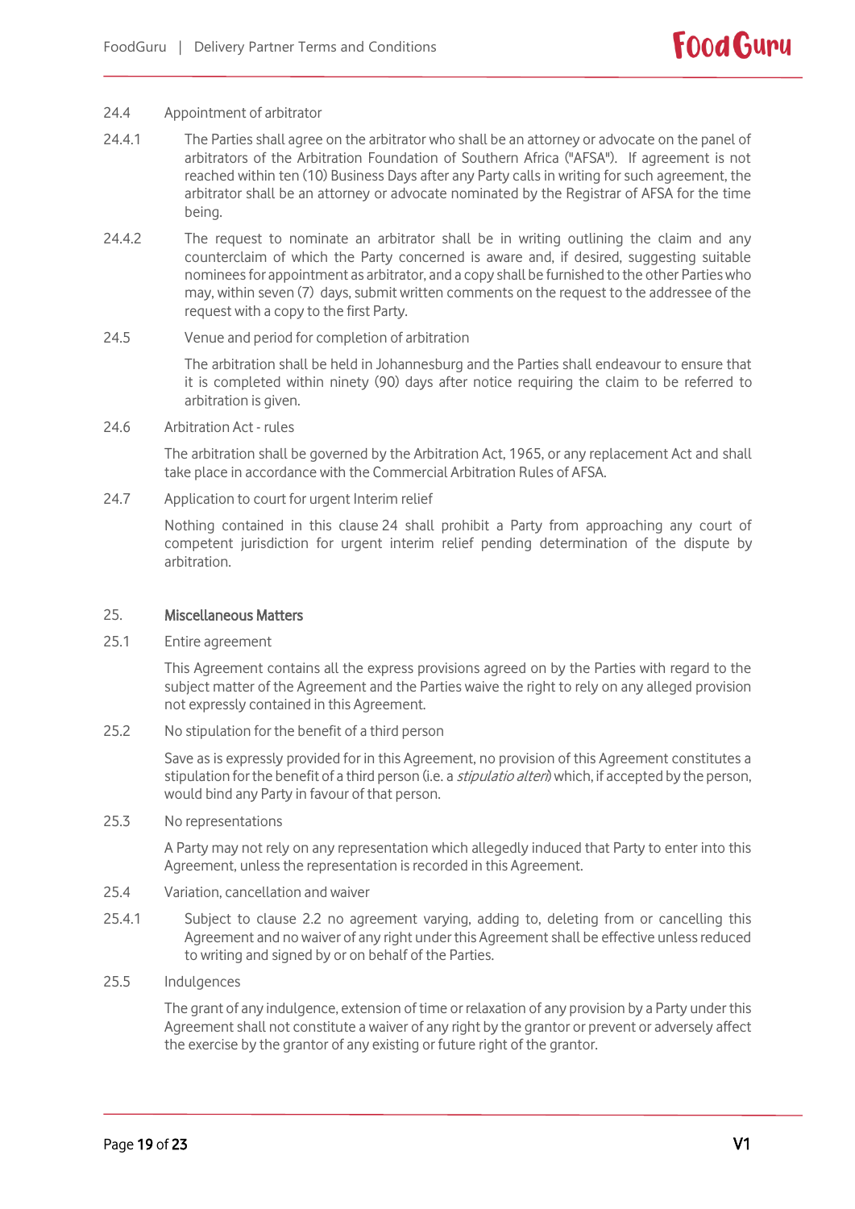24.4 Appointment of arbitrator

24.4.1 The Parties shall agree on the arbitrator who shall be an attorney or advocate on the panel of arbitrators of the Arbitration Foundation of Southern Africa ("AFSA"). If agreement is not reached within ten (10) Business Days after any Party calls in writing for such agreement, the arbitrator shall be an attorney or advocate nominated by the Registrar of AFSA for the time being.

24.4.2 The request to nominate an arbitrator shall be in writing outlining the claim and any counterclaim of which the Party concerned is aware and, if desired, suggesting suitable nominees for appointment as arbitrator, and a copy shall be furnished to the other Parties who may, within seven (7) days, submit written comments on the request to the addressee of the request with a copy to the first Party.

24.5 Venue and period for completion of arbitration

The arbitration shall be held in Johannesburg and the Parties shall endeavour to ensure that it is completed within ninety (90) days after notice requiring the claim to be referred to arbitration is given.

24.6 Arbitration Act - rules

The arbitration shall be governed by the Arbitration Act, 1965, or any replacement Act and shall take place in accordance with the Commercial Arbitration Rules of AFSA.

24.7 Application to court for urgent Interim relief

Nothing contained in this clause 24 shall prohibit a Party from approaching any court of competent jurisdiction for urgent interim relief pending determination of the dispute by arbitration.

## 25. Miscellaneous Matters

25.1 Entire agreement

This Agreement contains all the express provisions agreed on by the Parties with regard to the subject matter of the Agreement and the Parties waive the right to rely on any alleged provision not expressly contained in this Agreement.

25.2 No stipulation for the benefit of a third person

Save as is expressly provided for in this Agreement, no provision of this Agreement constitutes a stipulation for the benefit of a third person (i.e. a *stipulatio alteri*) which, if accepted by the person, would bind any Party in favour of that person.

25.3 No representations

A Party may not rely on any representation which allegedly induced that Party to enter into this Agreement, unless the representation is recorded in this Agreement.

25.4 Variation, cancellation and waiver

25.4.1 Subject to clause 2.2 no agreement varying, adding to, deleting from or cancelling this Agreement and no waiver of any right under this Agreement shall be effective unless reduced to writing and signed by or on behalf of the Parties.

25.5 Indulgences

The grant of any indulgence, extension of time or relaxation of any provision by a Party under this Agreement shall not constitute a waiver of any right by the grantor or prevent or adversely affect the exercise by the grantor of any existing or future right of the grantor.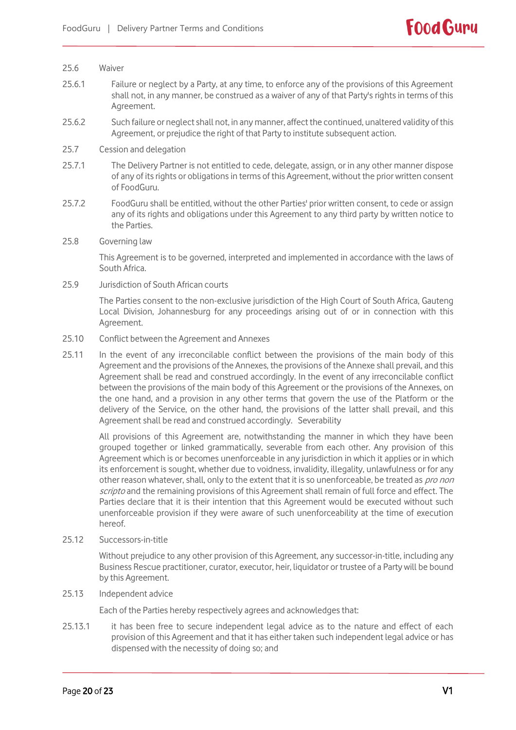25.6 Waiver

25.6.1 Failure or neglect by a Party, at any time, to enforce any of the provisions of this Agreement shall not, in any manner, be construed as a waiver of any of that Party's rights in terms of this Agreement.

25.6.2 Such failure or neglect shall not, in any manner, affect the continued, unaltered validity of this Agreement, or prejudice the right of that Party to institute subsequent action.

25.7 Cession and delegation

25.7.1 The Delivery Partner is not entitled to cede, delegate, assign, or in any other manner dispose of any of its rights or obligations in terms of this Agreement, without the prior written consent of FoodGuru.

25.7.2 FoodGuru shall be entitled, without the other Parties' prior written consent, to cede or assign any of its rights and obligations under this Agreement to any third party by written notice to the Parties.

25.8 Governing law

This Agreement is to be governed, interpreted and implemented in accordance with the laws of South Africa.

25.9 Jurisdiction of South African courts

The Parties consent to the non-exclusive jurisdiction of the High Court of South Africa, Gauteng Local Division, Johannesburg for any proceedings arising out of or in connection with this Agreement.

25.10 Conflict between the Agreement and Annexes

25.11 In the event of any irreconcilable conflict between the provisions of the main body of this Agreement and the provisions of the Annexes, the provisions of the Annexe shall prevail, and this Agreement shall be read and construed accordingly. In the event of any irreconcilable conflict between the provisions of the main body of this Agreement or the provisions of the Annexes, on the one hand, and a provision in any other terms that govern the use of the Platform or the delivery of the Service, on the other hand, the provisions of the latter shall prevail, and this Agreement shall be read and construed accordingly. Severability

All provisions of this Agreement are, notwithstanding the manner in which they have been grouped together or linked grammatically, severable from each other. Any provision of this Agreement which is or becomes unenforceable in any jurisdiction in which it applies or in which its enforcement is sought, whether due to voidness, invalidity, illegality, unlawfulness or for any other reason whatever, shall, only to the extent that it is so unenforceable, be treated as *pro non scripto* and the remaining provisions of this Agreement shall remain of full force and effect. The Parties declare that it is their intention that this Agreement would be executed without such unenforceable provision if they were aware of such unenforceability at the time of execution hereof.

25.12 Successors-in-title

Without prejudice to any other provision of this Agreement, any successor-in-title, including any Business Rescue practitioner, curator, executor, heir, liquidator or trustee of a Party will be bound by this Agreement.

25.13 Independent advice

Each of the Parties hereby respectively agrees and acknowledges that:

25.13.1 it has been free to secure independent legal advice as to the nature and effect of each provision of this Agreement and that it has either taken such independent legal advice or has dispensed with the necessity of doing so; and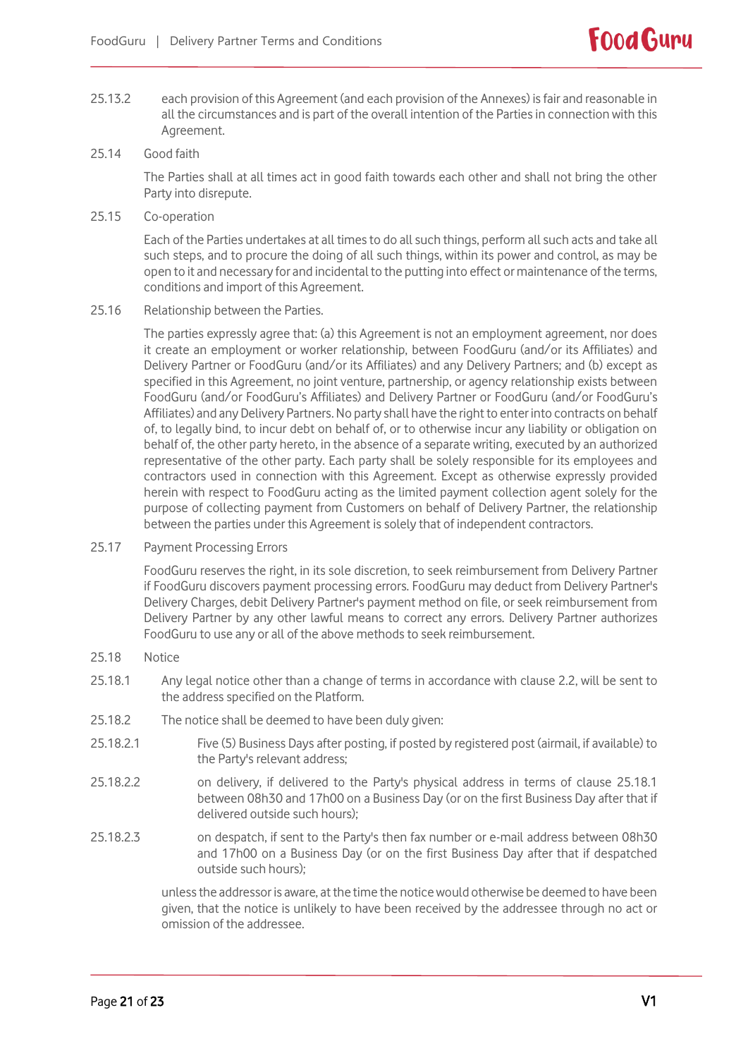25.13.2 each provision of this Agreement (and each provision of the Annexes) is fair and reasonable in all the circumstances and is part of the overall intention of the Parties in connection with this Agreement.

25.14 Good faith

The Parties shall at all times act in good faith towards each other and shall not bring the other Party into disrepute.

25.15 Co-operation

Each of the Parties undertakes at all times to do all such things, perform all such acts and take all such steps, and to procure the doing of all such things, within its power and control, as may be open to it and necessary for and incidental to the putting into effect or maintenance of the terms, conditions and import of this Agreement.

25.16 Relationship between the Parties.

The parties expressly agree that: (a) this Agreement is not an employment agreement, nor does it create an employment or worker relationship, between FoodGuru (and/or its Affiliates) and Delivery Partner or FoodGuru (and/or its Affiliates) and any Delivery Partners; and (b) except as specified in this Agreement, no joint venture, partnership, or agency relationship exists between FoodGuru (and/or FoodGuru's Affiliates) and Delivery Partner or FoodGuru (and/or FoodGuru's Affiliates) and any Delivery Partners. No party shall have the right to enter into contracts on behalf of, to legally bind, to incur debt on behalf of, or to otherwise incur any liability or obligation on behalf of, the other party hereto, in the absence of a separate writing, executed by an authorized representative of the other party. Each party shall be solely responsible for its employees and contractors used in connection with this Agreement. Except as otherwise expressly provided herein with respect to FoodGuru acting as the limited payment collection agent solely for the purpose of collecting payment from Customers on behalf of Delivery Partner, the relationship between the parties under this Agreement is solely that of independent contractors.

25.17 Payment Processing Errors

FoodGuru reserves the right, in its sole discretion, to seek reimbursement from Delivery Partner if FoodGuru discovers payment processing errors. FoodGuru may deduct from Delivery Partner's Delivery Charges, debit Delivery Partner's payment method on file, or seek reimbursement from Delivery Partner by any other lawful means to correct any errors. Delivery Partner authorizes FoodGuru to use any or all of the above methods to seek reimbursement.

25.18 Notice

25.18.1 Any legal notice other than a change of terms in accordance with clause 2.2, will be sent to the address specified on the Platform.

25.18.2 The notice shall be deemed to have been duly given:

25.18.2.1 Five (5) Business Days after posting, if posted by registered post (airmail, if available) to the Party's relevant address;

25.18.2.2 on delivery, if delivered to the Party's physical address in terms of clause 25.18.1 between 08h30 and 17h00 on a Business Day (or on the first Business Day after that if delivered outside such hours);

25.18.2.3 on despatch, if sent to the Party's then fax number or e-mail address between 08h30 and 17h00 on a Business Day (or on the first Business Day after that if despatched outside such hours);

unless the addressor is aware, at the time the notice would otherwise be deemed to have been given, that the notice is unlikely to have been received by the addressee through no act or omission of the addressee.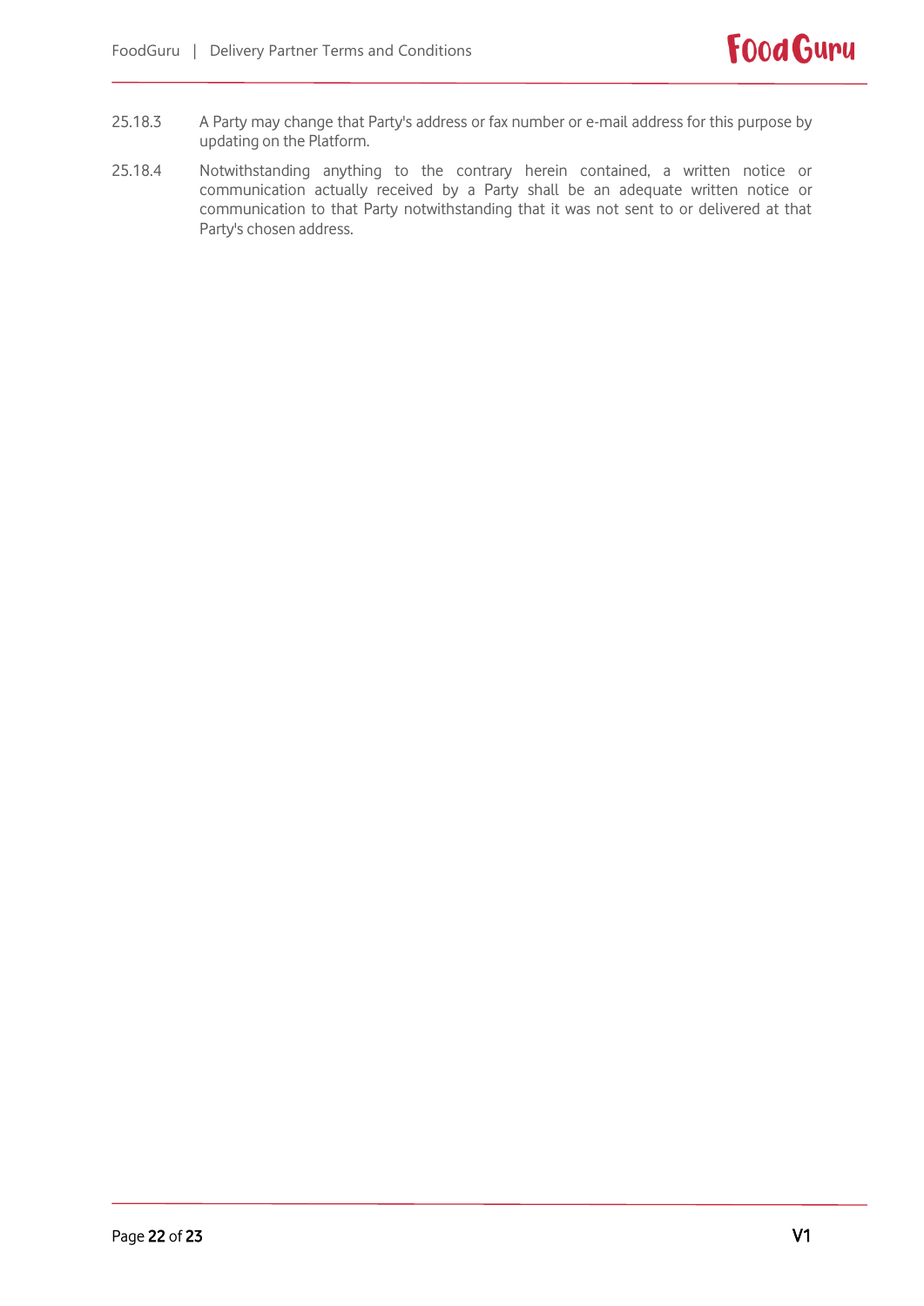25.18.3 A Party may change that Party's address or fax number or e-mail address for this purpose by updating on the Platform.

25.18.4 Notwithstanding anything to the contrary herein contained, a written notice or communication actually received by a Party shall be an adequate written notice or communication to that Party notwithstanding that it was not sent to or delivered at that Party's chosen address.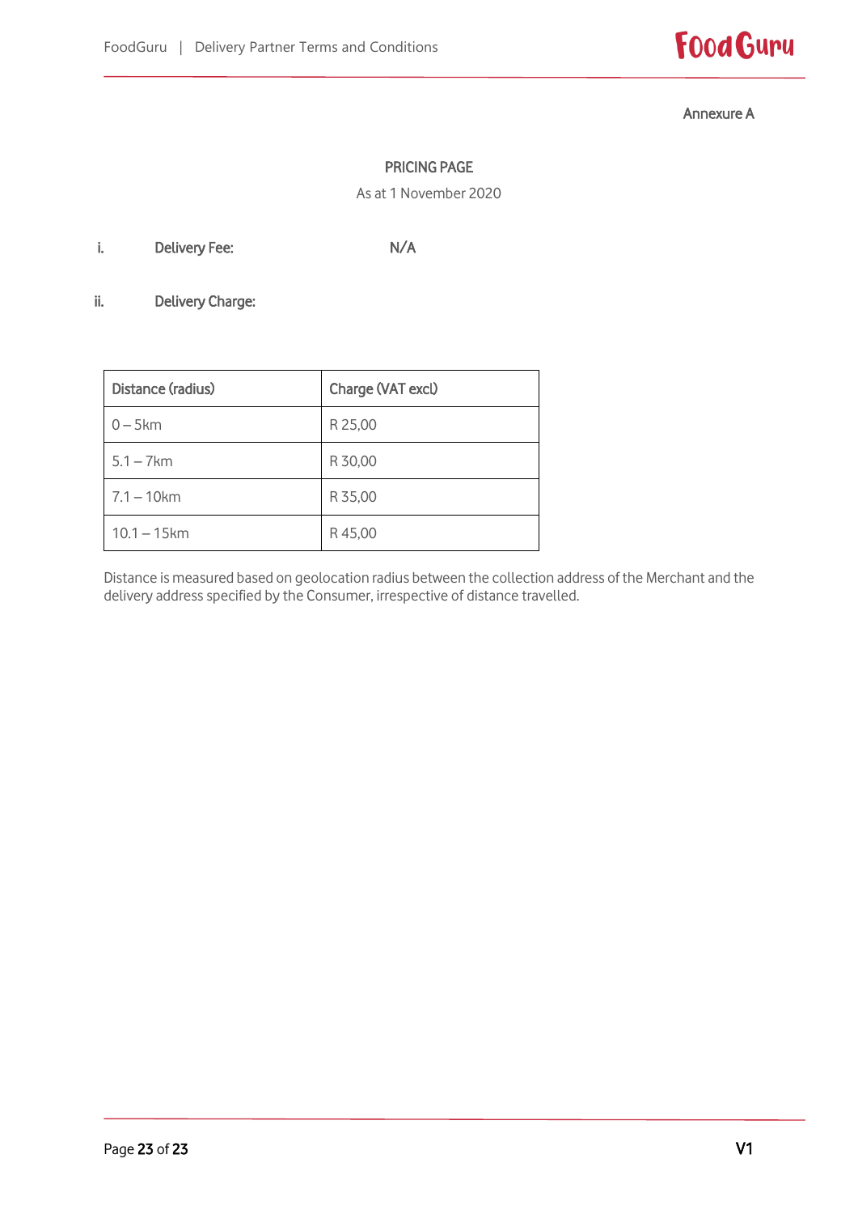Annexure A

## PRICING PAGE

As at 1 November 2020

i. **Delivery Fee:** N/A

ii. **Delivery Charge:**

| Distance (radius) | Charge (VAT excl) |
|---|---|
| 0 – 5km | R 25,00 |
| 5.1 – 7km | R 30,00 |
| 7.1 – 10km | R 35,00 |
| 10.1 – 15km | R 45,00 |

Distance is measured based on geolocation radius between the collection address of the Merchant and the delivery address specified by the Consumer, irrespective of distance travelled.